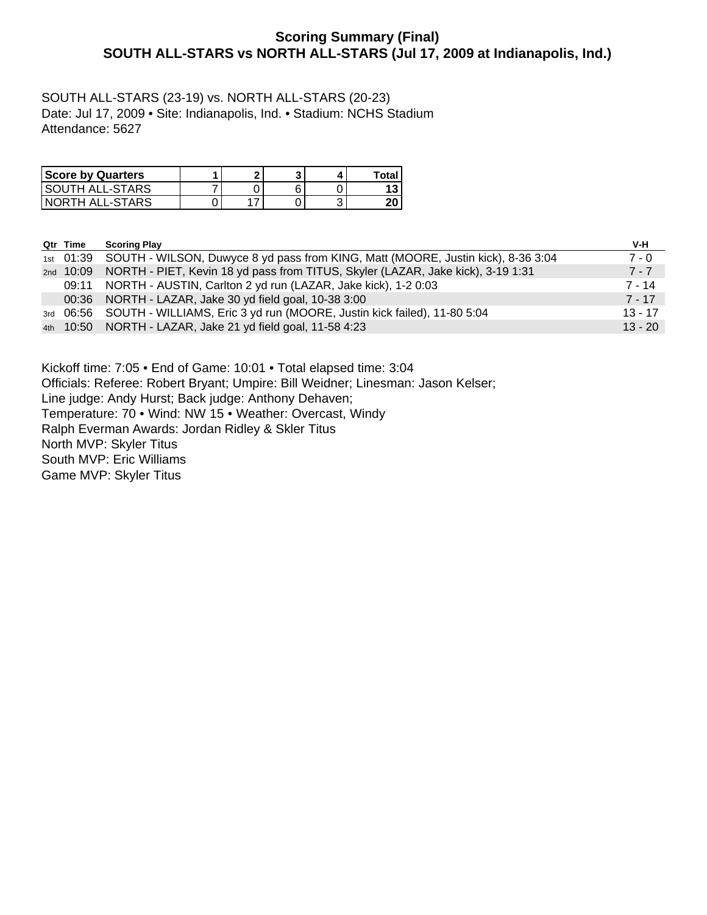# Scoring Summary (Final)
## SOUTH ALL-STARS vs NORTH ALL-STARS (Jul 17, 2009 at Indianapolis, Ind.)

SOUTH ALL-STARS (23-19) vs. NORTH ALL-STARS (20-23)
Date: Jul 17, 2009 • Site: Indianapolis, Ind. • Stadium: NCHS Stadium
Attendance: 5627

| Score by Quarters | 1 | 2 | 3 | 4 | Total |
|---|---|---|---|---|---|
| SOUTH ALL-STARS | 7 | 0 | 6 | 0 | **13** |
| NORTH ALL-STARS | 0 | 17 | 0 | 3 | **20** |

| Qtr | Time | Scoring Play | V-H |
|---|---|---|---|
| 1st | 01:39 | SOUTH - WILSON, Duwyce 8 yd pass from KING, Matt (MOORE, Justin kick), 8-36 3:04 | 7 - 0 |
| 2nd | 10:09 | NORTH - PIET, Kevin 18 yd pass from TITUS, Skyler (LAZAR, Jake kick), 3-19 1:31 | 7 - 7 |
| | 09:11 | NORTH - AUSTIN, Carlton 2 yd run (LAZAR, Jake kick), 1-2 0:03 | 7 - 14 |
| | 00:36 | NORTH - LAZAR, Jake 30 yd field goal, 10-38 3:00 | 7 - 17 |
| 3rd | 06:56 | SOUTH - WILLIAMS, Eric 3 yd run (MOORE, Justin kick failed), 11-80 5:04 | 13 - 17 |
| 4th | 10:50 | NORTH - LAZAR, Jake 21 yd field goal, 11-58 4:23 | 13 - 20 |

Kickoff time: 7:05 • End of Game: 10:01 • Total elapsed time: 3:04
Officials: Referee: Robert Bryant; Umpire: Bill Weidner; Linesman: Jason Kelser;
Line judge: Andy Hurst; Back judge: Anthony Dehaven;
Temperature: 70 • Wind: NW 15 • Weather: Overcast, Windy
Ralph Everman Awards: Jordan Ridley & Skler Titus
North MVP: Skyler Titus
South MVP: Eric Williams
Game MVP: Skyler Titus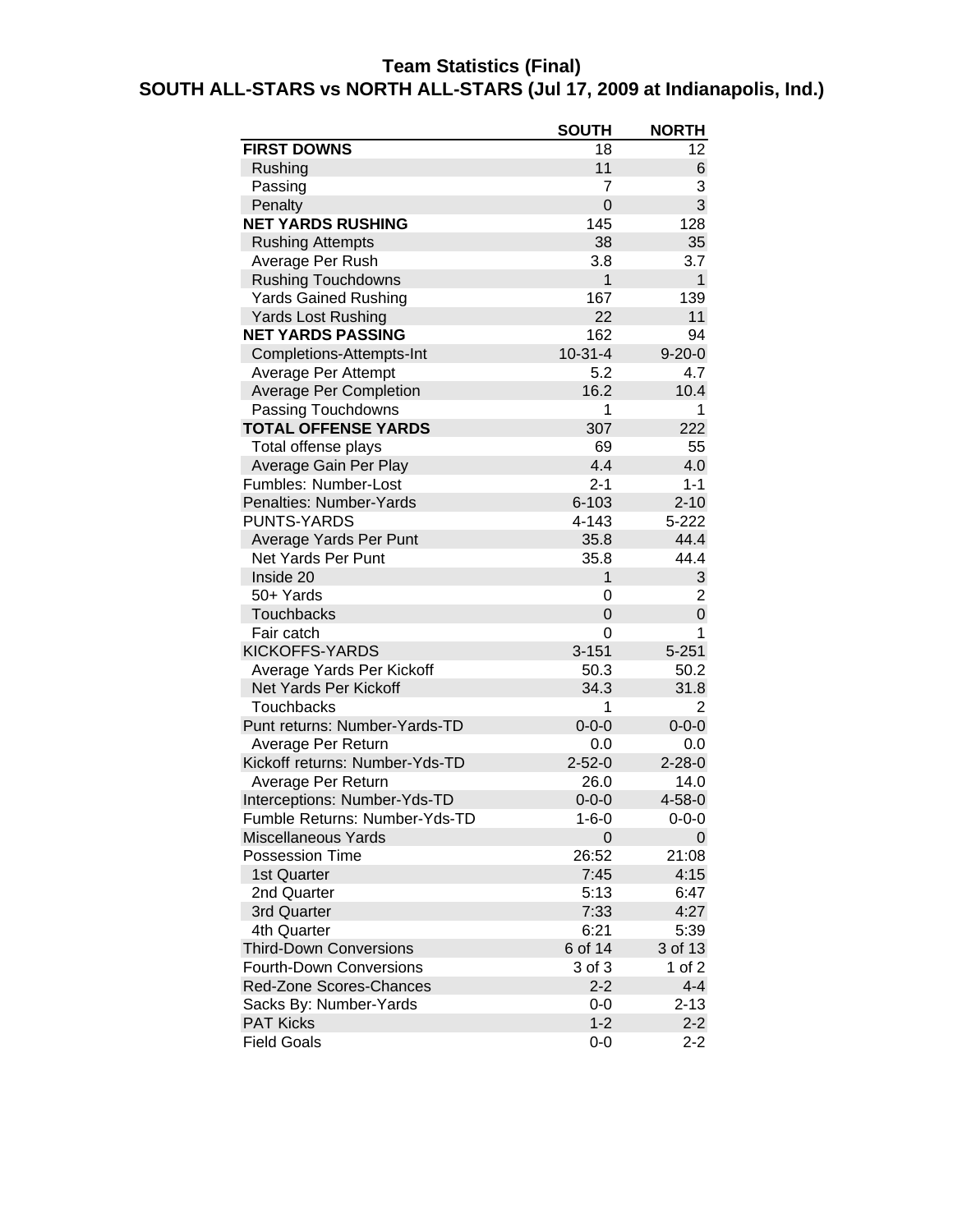# Team Statistics (Final)

## SOUTH ALL-STARS vs NORTH ALL-STARS (Jul 17, 2009 at Indianapolis, Ind.)

| | SOUTH | NORTH |
|---|---|---|
| **FIRST DOWNS** | 18 | 12 |
| Rushing | 11 | 6 |
| Passing | 7 | 3 |
| Penalty | 0 | 3 |
| **NET YARDS RUSHING** | 145 | 128 |
| Rushing Attempts | 38 | 35 |
| Average Per Rush | 3.8 | 3.7 |
| Rushing Touchdowns | 1 | 1 |
| Yards Gained Rushing | 167 | 139 |
| Yards Lost Rushing | 22 | 11 |
| **NET YARDS PASSING** | 162 | 94 |
| Completions-Attempts-Int | 10-31-4 | 9-20-0 |
| Average Per Attempt | 5.2 | 4.7 |
| Average Per Completion | 16.2 | 10.4 |
| Passing Touchdowns | 1 | 1 |
| **TOTAL OFFENSE YARDS** | 307 | 222 |
| Total offense plays | 69 | 55 |
| Average Gain Per Play | 4.4 | 4.0 |
| Fumbles: Number-Lost | 2-1 | 1-1 |
| Penalties: Number-Yards | 6-103 | 2-10 |
| PUNTS-YARDS | 4-143 | 5-222 |
| Average Yards Per Punt | 35.8 | 44.4 |
| Net Yards Per Punt | 35.8 | 44.4 |
| Inside 20 | 1 | 3 |
| 50+ Yards | 0 | 2 |
| Touchbacks | 0 | 0 |
| Fair catch | 0 | 1 |
| KICKOFFS-YARDS | 3-151 | 5-251 |
| Average Yards Per Kickoff | 50.3 | 50.2 |
| Net Yards Per Kickoff | 34.3 | 31.8 |
| Touchbacks | 1 | 2 |
| Punt returns: Number-Yards-TD | 0-0-0 | 0-0-0 |
| Average Per Return | 0.0 | 0.0 |
| Kickoff returns: Number-Yds-TD | 2-52-0 | 2-28-0 |
| Average Per Return | 26.0 | 14.0 |
| Interceptions: Number-Yds-TD | 0-0-0 | 4-58-0 |
| Fumble Returns: Number-Yds-TD | 1-6-0 | 0-0-0 |
| Miscellaneous Yards | 0 | 0 |
| Possession Time | 26:52 | 21:08 |
| 1st Quarter | 7:45 | 4:15 |
| 2nd Quarter | 5:13 | 6:47 |
| 3rd Quarter | 7:33 | 4:27 |
| 4th Quarter | 6:21 | 5:39 |
| Third-Down Conversions | 6 of 14 | 3 of 13 |
| Fourth-Down Conversions | 3 of 3 | 1 of 2 |
| Red-Zone Scores-Chances | 2-2 | 4-4 |
| Sacks By: Number-Yards | 0-0 | 2-13 |
| PAT Kicks | 1-2 | 2-2 |
| Field Goals | 0-0 | 2-2 |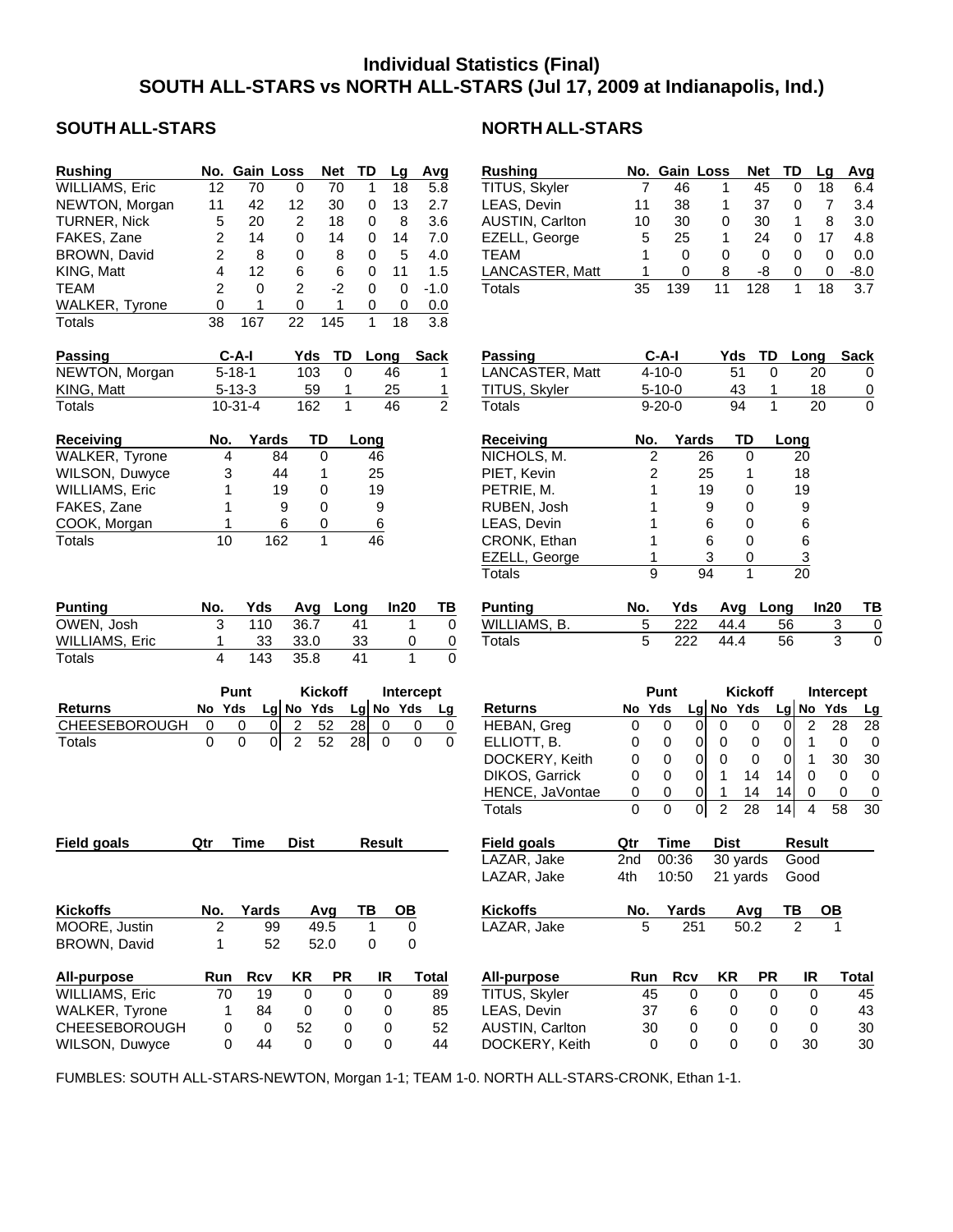# Individual Statistics (Final)
## SOUTH ALL-STARS vs NORTH ALL-STARS (Jul 17, 2009 at Indianapolis, Ind.)

## SOUTH ALL-STARS

| Rushing | No. | Gain | Loss | Net | TD | Lg | Avg |
|---|---|---|---|---|---|---|---|
| WILLIAMS, Eric | 12 | 70 | 0 | 70 | 1 | 18 | 5.8 |
| NEWTON, Morgan | 11 | 42 | 12 | 30 | 0 | 13 | 2.7 |
| TURNER, Nick | 5 | 20 | 2 | 18 | 0 | 8 | 3.6 |
| FAKES, Zane | 2 | 14 | 0 | 14 | 0 | 14 | 7.0 |
| BROWN, David | 2 | 8 | 0 | 8 | 0 | 5 | 4.0 |
| KING, Matt | 4 | 12 | 6 | 6 | 0 | 11 | 1.5 |
| TEAM | 2 | 0 | 2 | -2 | 0 | 0 | -1.0 |
| WALKER, Tyrone | 0 | 1 | 0 | 1 | 0 | 0 | 0.0 |
| Totals | 38 | 167 | 22 | 145 | 1 | 18 | 3.8 |

| Passing | C-A-I | Yds | TD | Long | Sack |
|---|---|---|---|---|---|
| NEWTON, Morgan | 5-18-1 | 103 | 0 | 46 | 1 |
| KING, Matt | 5-13-3 | 59 | 1 | 25 | 1 |
| Totals | 10-31-4 | 162 | 1 | 46 | 2 |

| Receiving | No. | Yards | TD | Long |
|---|---|---|---|---|
| WALKER, Tyrone | 4 | 84 | 0 | 46 |
| WILSON, Duwyce | 3 | 44 | 1 | 25 |
| WILLIAMS, Eric | 1 | 19 | 0 | 19 |
| FAKES, Zane | 1 | 9 | 0 | 9 |
| COOK, Morgan | 1 | 6 | 0 | 6 |
| Totals | 10 | 162 | 1 | 46 |

| Punting | No. | Yds | Avg | Long | In20 | TB |
|---|---|---|---|---|---|---|
| OWEN, Josh | 3 | 110 | 36.7 | 41 | 1 | 0 |
| WILLIAMS, Eric | 1 | 33 | 33.0 | 33 | 0 | 0 |
| Totals | 4 | 143 | 35.8 | 41 | 1 | 0 |

| | Punt | | | Kickoff | | | Intercept | | |
|---|---|---|---|---|---|---|---|---|---|
| Returns | No | Yds | Lg | No | Yds | Lg | No | Yds | Lg |
| CHEESEBOROUGH | 0 | 0 | 0 | 2 | 52 | 28 | 0 | 0 | 0 |
| Totals | 0 | 0 | 0 | 2 | 52 | 28 | 0 | 0 | 0 |

| Field goals | Qtr | Time | Dist | Result |
|---|---|---|---|---|

| Kickoffs | No. | Yards | Avg | TB | OB |
|---|---|---|---|---|---|
| MOORE, Justin | 2 | 99 | 49.5 | 1 | 0 |
| BROWN, David | 1 | 52 | 52.0 | 0 | 0 |

| All-purpose | Run | Rcv | KR | PR | IR | Total |
|---|---|---|---|---|---|---|
| WILLIAMS, Eric | 70 | 19 | 0 | 0 | 0 | 89 |
| WALKER, Tyrone | 1 | 84 | 0 | 0 | 0 | 85 |
| CHEESEBOROUGH | 0 | 0 | 52 | 0 | 0 | 52 |
| WILSON, Duwyce | 0 | 44 | 0 | 0 | 0 | 44 |

## NORTH ALL-STARS

| Rushing | No. | Gain | Loss | Net | TD | Lg | Avg |
|---|---|---|---|---|---|---|---|
| TITUS, Skyler | 7 | 46 | 1 | 45 | 0 | 18 | 6.4 |
| LEAS, Devin | 11 | 38 | 1 | 37 | 0 | 7 | 3.4 |
| AUSTIN, Carlton | 10 | 30 | 0 | 30 | 1 | 8 | 3.0 |
| EZELL, George | 5 | 25 | 1 | 24 | 0 | 17 | 4.8 |
| TEAM | 1 | 0 | 0 | 0 | 0 | 0 | 0.0 |
| LANCASTER, Matt | 1 | 0 | 8 | -8 | 0 | 0 | -8.0 |
| Totals | 35 | 139 | 11 | 128 | 1 | 18 | 3.7 |

| Passing | C-A-I | Yds | TD | Long | Sack |
|---|---|---|---|---|---|
| LANCASTER, Matt | 4-10-0 | 51 | 0 | 20 | 0 |
| TITUS, Skyler | 5-10-0 | 43 | 1 | 18 | 0 |
| Totals | 9-20-0 | 94 | 1 | 20 | 0 |

| Receiving | No. | Yards | TD | Long |
|---|---|---|---|---|
| NICHOLS, M. | 2 | 26 | 0 | 20 |
| PIET, Kevin | 2 | 25 | 1 | 18 |
| PETRIE, M. | 1 | 19 | 0 | 19 |
| RUBEN, Josh | 1 | 9 | 0 | 9 |
| LEAS, Devin | 1 | 6 | 0 | 6 |
| CRONK, Ethan | 1 | 6 | 0 | 6 |
| EZELL, George | 1 | 3 | 0 | 3 |
| Totals | 9 | 94 | 1 | 20 |

| Punting | No. | Yds | Avg | Long | In20 | TB |
|---|---|---|---|---|---|---|
| WILLIAMS, B. | 5 | 222 | 44.4 | 56 | 3 | 0 |
| Totals | 5 | 222 | 44.4 | 56 | 3 | 0 |

| | Punt | | | Kickoff | | | Intercept | | |
|---|---|---|---|---|---|---|---|---|---|
| Returns | No | Yds | Lg | No | Yds | Lg | No | Yds | Lg |
| HEBAN, Greg | 0 | 0 | 0 | 0 | 0 | 0 | 2 | 28 | 28 |
| ELLIOTT, B. | 0 | 0 | 0 | 0 | 0 | 0 | 1 | 0 | 0 |
| DOCKERY, Keith | 0 | 0 | 0 | 0 | 0 | 0 | 1 | 30 | 30 |
| DIKOS, Garrick | 0 | 0 | 0 | 1 | 14 | 14 | 0 | 0 | 0 |
| HENCE, JaVontae | 0 | 0 | 0 | 1 | 14 | 14 | 0 | 0 | 0 |
| Totals | 0 | 0 | 0 | 2 | 28 | 14 | 4 | 58 | 30 |

| Field goals | Qtr | Time | Dist | Result |
|---|---|---|---|---|
| LAZAR, Jake | 2nd | 00:36 | 30 yards | Good |
| LAZAR, Jake | 4th | 10:50 | 21 yards | Good |

| Kickoffs | No. | Yards | Avg | TB | OB |
|---|---|---|---|---|---|
| LAZAR, Jake | 5 | 251 | 50.2 | 2 | 1 |

| All-purpose | Run | Rcv | KR | PR | IR | Total |
|---|---|---|---|---|---|---|
| TITUS, Skyler | 45 | 0 | 0 | 0 | 0 | 45 |
| LEAS, Devin | 37 | 6 | 0 | 0 | 0 | 43 |
| AUSTIN, Carlton | 30 | 0 | 0 | 0 | 0 | 30 |
| DOCKERY, Keith | 0 | 0 | 0 | 0 | 30 | 30 |

FUMBLES: SOUTH ALL-STARS-NEWTON, Morgan 1-1; TEAM 1-0. NORTH ALL-STARS-CRONK, Ethan 1-1.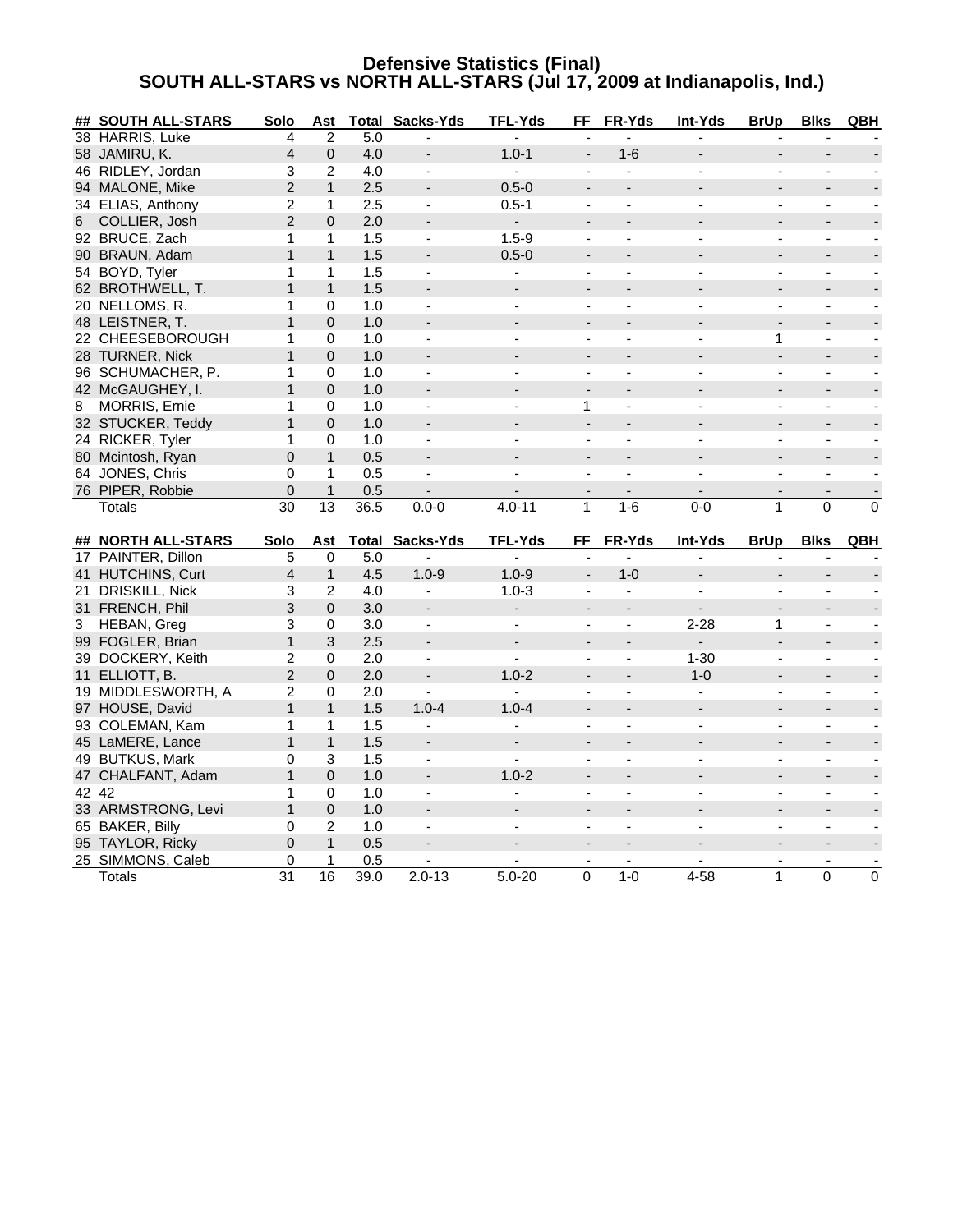# Defensive Statistics (Final)
## SOUTH ALL-STARS vs NORTH ALL-STARS (Jul 17, 2009 at Indianapolis, Ind.)

| ## | SOUTH ALL-STARS | Solo | Ast | Total | Sacks-Yds | TFL-Yds | FF | FR-Yds | Int-Yds | BrUp | Blks | QBH |
|---|---|---|---|---|---|---|---|---|---|---|---|---|
| 38 | HARRIS, Luke | 4 | 2 | 5.0 | - | - | - | - | - | - | - | - |
| 58 | JAMIRU, K. | 4 | 0 | 4.0 | - | 1.0-1 | - | 1-6 | - | - | - | - |
| 46 | RIDLEY, Jordan | 3 | 2 | 4.0 | - | - | - | - | - | - | - | - |
| 94 | MALONE, Mike | 2 | 1 | 2.5 | - | 0.5-0 | - | - | - | - | - | - |
| 34 | ELIAS, Anthony | 2 | 1 | 2.5 | - | 0.5-1 | - | - | - | - | - | - |
| 6 | COLLIER, Josh | 2 | 0 | 2.0 | - | - | - | - | - | - | - | - |
| 92 | BRUCE, Zach | 1 | 1 | 1.5 | - | 1.5-9 | - | - | - | - | - | - |
| 90 | BRAUN, Adam | 1 | 1 | 1.5 | - | 0.5-0 | - | - | - | - | - | - |
| 54 | BOYD, Tyler | 1 | 1 | 1.5 | - | - | - | - | - | - | - | - |
| 62 | BROTHWELL, T. | 1 | 1 | 1.5 | - | - | - | - | - | - | - | - |
| 20 | NELLOMS, R. | 1 | 0 | 1.0 | - | - | - | - | - | - | - | - |
| 48 | LEISTNER, T. | 1 | 0 | 1.0 | - | - | - | - | - | - | - | - |
| 22 | CHEESEBOROUGH | 1 | 0 | 1.0 | - | - | - | - | - | 1 | - | - |
| 28 | TURNER, Nick | 1 | 0 | 1.0 | - | - | - | - | - | - | - | - |
| 96 | SCHUMACHER, P. | 1 | 0 | 1.0 | - | - | - | - | - | - | - | - |
| 42 | McGAUGHEY, I. | 1 | 0 | 1.0 | - | - | - | - | - | - | - | - |
| 8 | MORRIS, Ernie | 1 | 0 | 1.0 | - | - | 1 | - | - | - | - | - |
| 32 | STUCKER, Teddy | 1 | 0 | 1.0 | - | - | - | - | - | - | - | - |
| 24 | RICKER, Tyler | 1 | 0 | 1.0 | - | - | - | - | - | - | - | - |
| 80 | Mcintosh, Ryan | 0 | 1 | 0.5 | - | - | - | - | - | - | - | - |
| 64 | JONES, Chris | 0 | 1 | 0.5 | - | - | - | - | - | - | - | - |
| 76 | PIPER, Robbie | 0 | 1 | 0.5 | - | - | - | - | - | - | - | - |
| | Totals | 30 | 13 | 36.5 | 0.0-0 | 4.0-11 | 1 | 1-6 | 0-0 | 1 | 0 | 0 |

| ## | NORTH ALL-STARS | Solo | Ast | Total | Sacks-Yds | TFL-Yds | FF | FR-Yds | Int-Yds | BrUp | Blks | QBH |
|---|---|---|---|---|---|---|---|---|---|---|---|---|
| 17 | PAINTER, Dillon | 5 | 0 | 5.0 | - | - | - | - | - | - | - | - |
| 41 | HUTCHINS, Curt | 4 | 1 | 4.5 | 1.0-9 | 1.0-9 | - | 1-0 | - | - | - | - |
| 21 | DRISKILL, Nick | 3 | 2 | 4.0 | - | 1.0-3 | - | - | - | - | - | - |
| 31 | FRENCH, Phil | 3 | 0 | 3.0 | - | - | - | - | - | - | - | - |
| 3 | HEBAN, Greg | 3 | 0 | 3.0 | - | - | - | - | 2-28 | 1 | - | - |
| 99 | FOGLER, Brian | 1 | 3 | 2.5 | - | - | - | - | - | - | - | - |
| 39 | DOCKERY, Keith | 2 | 0 | 2.0 | - | - | - | - | 1-30 | - | - | - |
| 11 | ELLIOTT, B. | 2 | 0 | 2.0 | - | 1.0-2 | - | - | 1-0 | - | - | - |
| 19 | MIDDLESWORTH, A | 2 | 0 | 2.0 | - | - | - | - | - | - | - | - |
| 97 | HOUSE, David | 1 | 1 | 1.5 | 1.0-4 | 1.0-4 | - | - | - | - | - | - |
| 93 | COLEMAN, Kam | 1 | 1 | 1.5 | - | - | - | - | - | - | - | - |
| 45 | LaMERE, Lance | 1 | 1 | 1.5 | - | - | - | - | - | - | - | - |
| 49 | BUTKUS, Mark | 0 | 3 | 1.5 | - | - | - | - | - | - | - | - |
| 47 | CHALFANT, Adam | 1 | 0 | 1.0 | - | 1.0-2 | - | - | - | - | - | - |
| 42 | 42 | 1 | 0 | 1.0 | - | - | - | - | - | - | - | - |
| 33 | ARMSTRONG, Levi | 1 | 0 | 1.0 | - | - | - | - | - | - | - | - |
| 65 | BAKER, Billy | 0 | 2 | 1.0 | - | - | - | - | - | - | - | - |
| 95 | TAYLOR, Ricky | 0 | 1 | 0.5 | - | - | - | - | - | - | - | - |
| 25 | SIMMONS, Caleb | 0 | 1 | 0.5 | - | - | - | - | - | - | - | - |
| | Totals | 31 | 16 | 39.0 | 2.0-13 | 5.0-20 | 0 | 1-0 | 4-58 | 1 | 0 | 0 |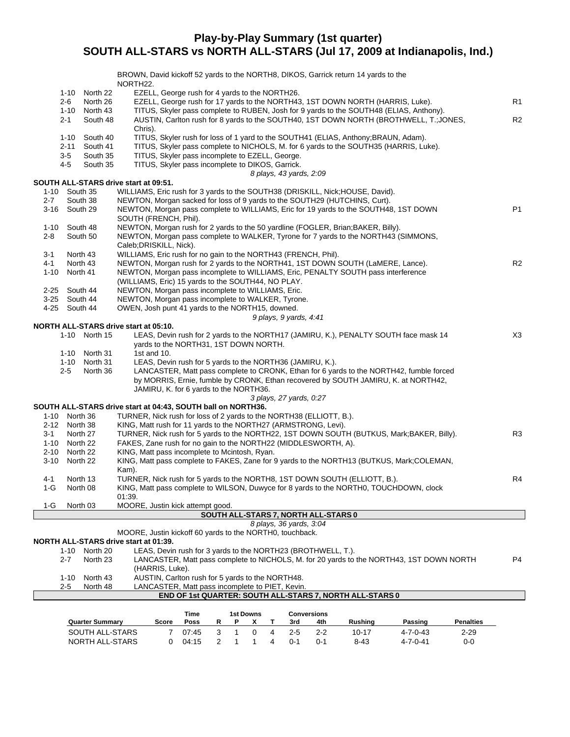# Play-by-Play Summary (1st quarter)
## SOUTH ALL-STARS vs NORTH ALL-STARS (Jul 17, 2009 at Indianapolis, Ind.)

BROWN, David kickoff 52 yards to the NORTH8, DIKOS, Garrick return 14 yards to the NORTH22.

| Down | Spot | Play | |
|---|---|---|---|
| 1-10 | North 22 | EZELL, George rush for 4 yards to the NORTH26. | |
| 2-6 | North 26 | EZELL, George rush for 17 yards to the NORTH43, 1ST DOWN NORTH (HARRIS, Luke). | R1 |
| 1-10 | North 43 | TITUS, Skyler pass complete to RUBEN, Josh for 9 yards to the SOUTH48 (ELIAS, Anthony). | |
| 2-1 | South 48 | AUSTIN, Carlton rush for 8 yards to the SOUTH40, 1ST DOWN NORTH (BROTHWELL, T.;JONES, Chris). | R2 |
| 1-10 | South 40 | TITUS, Skyler rush for loss of 1 yard to the SOUTH41 (ELIAS, Anthony;BRAUN, Adam). | |
| 2-11 | South 41 | TITUS, Skyler pass complete to NICHOLS, M. for 6 yards to the SOUTH35 (HARRIS, Luke). | |
| 3-5 | South 35 | TITUS, Skyler pass incomplete to EZELL, George. | |
| 4-5 | South 35 | TITUS, Skyler pass incomplete to DIKOS, Garrick. | |

*8 plays, 43 yards, 2:09*

**SOUTH ALL-STARS drive start at 09:51.**

| Down | Spot | Play | |
|---|---|---|---|
| 1-10 | South 35 | WILLIAMS, Eric rush for 3 yards to the SOUTH38 (DRISKILL, Nick;HOUSE, David). | |
| 2-7 | South 38 | NEWTON, Morgan sacked for loss of 9 yards to the SOUTH29 (HUTCHINS, Curt). | |
| 3-16 | South 29 | NEWTON, Morgan pass complete to WILLIAMS, Eric for 19 yards to the SOUTH48, 1ST DOWN SOUTH (FRENCH, Phil). | P1 |
| 1-10 | South 48 | NEWTON, Morgan rush for 2 yards to the 50 yardline (FOGLER, Brian;BAKER, Billy). | |
| 2-8 | South 50 | NEWTON, Morgan pass complete to WALKER, Tyrone for 7 yards to the NORTH43 (SIMMONS, Caleb;DRISKILL, Nick). | |
| 3-1 | North 43 | WILLIAMS, Eric rush for no gain to the NORTH43 (FRENCH, Phil). | |
| 4-1 | North 43 | NEWTON, Morgan rush for 2 yards to the NORTH41, 1ST DOWN SOUTH (LaMERE, Lance). | R2 |
| 1-10 | North 41 | NEWTON, Morgan pass incomplete to WILLIAMS, Eric, PENALTY SOUTH pass interference (WILLIAMS, Eric) 15 yards to the SOUTH44, NO PLAY. | |
| 2-25 | South 44 | NEWTON, Morgan pass incomplete to WILLIAMS, Eric. | |
| 3-25 | South 44 | NEWTON, Morgan pass incomplete to WALKER, Tyrone. | |
| 4-25 | South 44 | OWEN, Josh punt 41 yards to the NORTH15, downed. | |

*9 plays, 9 yards, 4:41*

**NORTH ALL-STARS drive start at 05:10.**

| Down | Spot | Play | |
|---|---|---|---|
| 1-10 | North 15 | LEAS, Devin rush for 2 yards to the NORTH17 (JAMIRU, K.), PENALTY SOUTH face mask 14 yards to the NORTH31, 1ST DOWN NORTH. | X3 |
| 1-10 | North 31 | 1st and 10. | |
| 1-10 | North 31 | LEAS, Devin rush for 5 yards to the NORTH36 (JAMIRU, K.). | |
| 2-5 | North 36 | LANCASTER, Matt pass complete to CRONK, Ethan for 6 yards to the NORTH42, fumble forced by MORRIS, Ernie, fumble by CRONK, Ethan recovered by SOUTH JAMIRU, K. at NORTH42, JAMIRU, K. for 6 yards to the NORTH36. | |

*3 plays, 27 yards, 0:27*

**SOUTH ALL-STARS drive start at 04:43, SOUTH ball on NORTH36.**

| Down | Spot | Play | |
|---|---|---|---|
| 1-10 | North 36 | TURNER, Nick rush for loss of 2 yards to the NORTH38 (ELLIOTT, B.). | |
| 2-12 | North 38 | KING, Matt rush for 11 yards to the NORTH27 (ARMSTRONG, Levi). | |
| 3-1 | North 27 | TURNER, Nick rush for 5 yards to the NORTH22, 1ST DOWN SOUTH (BUTKUS, Mark;BAKER, Billy). | R3 |
| 1-10 | North 22 | FAKES, Zane rush for no gain to the NORTH22 (MIDDLESWORTH, A). | |
| 2-10 | North 22 | KING, Matt pass incomplete to Mcintosh, Ryan. | |
| 3-10 | North 22 | KING, Matt pass complete to FAKES, Zane for 9 yards to the NORTH13 (BUTKUS, Mark;COLEMAN, Kam). | |
| 4-1 | North 13 | TURNER, Nick rush for 5 yards to the NORTH8, 1ST DOWN SOUTH (ELLIOTT, B.). | R4 |
| 1-G | North 08 | KING, Matt pass complete to WILSON, Duwyce for 8 yards to the NORTH0, TOUCHDOWN, clock 01:39. | |
| 1-G | North 03 | MOORE, Justin kick attempt good. | |

**SOUTH ALL-STARS 7, NORTH ALL-STARS 0**

*8 plays, 36 yards, 3:04*

MOORE, Justin kickoff 60 yards to the NORTH0, touchback.

**NORTH ALL-STARS drive start at 01:39.**

| Down | Spot | Play | |
|---|---|---|---|
| 1-10 | North 20 | LEAS, Devin rush for 3 yards to the NORTH23 (BROTHWELL, T.). | |
| 2-7 | North 23 | LANCASTER, Matt pass complete to NICHOLS, M. for 20 yards to the NORTH43, 1ST DOWN NORTH (HARRIS, Luke). | P4 |
| 1-10 | North 43 | AUSTIN, Carlton rush for 5 yards to the NORTH48. | |
| 2-5 | North 48 | LANCASTER, Matt pass incomplete to PIET, Kevin. | |

**END OF 1st QUARTER: SOUTH ALL-STARS 7, NORTH ALL-STARS 0**

| Quarter Summary | Score | Time Poss | 1st Downs R | P | X | T | Conversions 3rd | 4th | Rushing | Passing | Penalties |
|---|---|---|---|---|---|---|---|---|---|---|---|
| SOUTH ALL-STARS | 7 | 07:45 | 3 | 1 | 0 | 4 | 2-5 | 2-2 | 10-17 | 4-7-0-43 | 2-29 |
| NORTH ALL-STARS | 0 | 04:15 | 2 | 1 | 1 | 4 | 0-1 | 0-1 | 8-43 | 4-7-0-41 | 0-0 |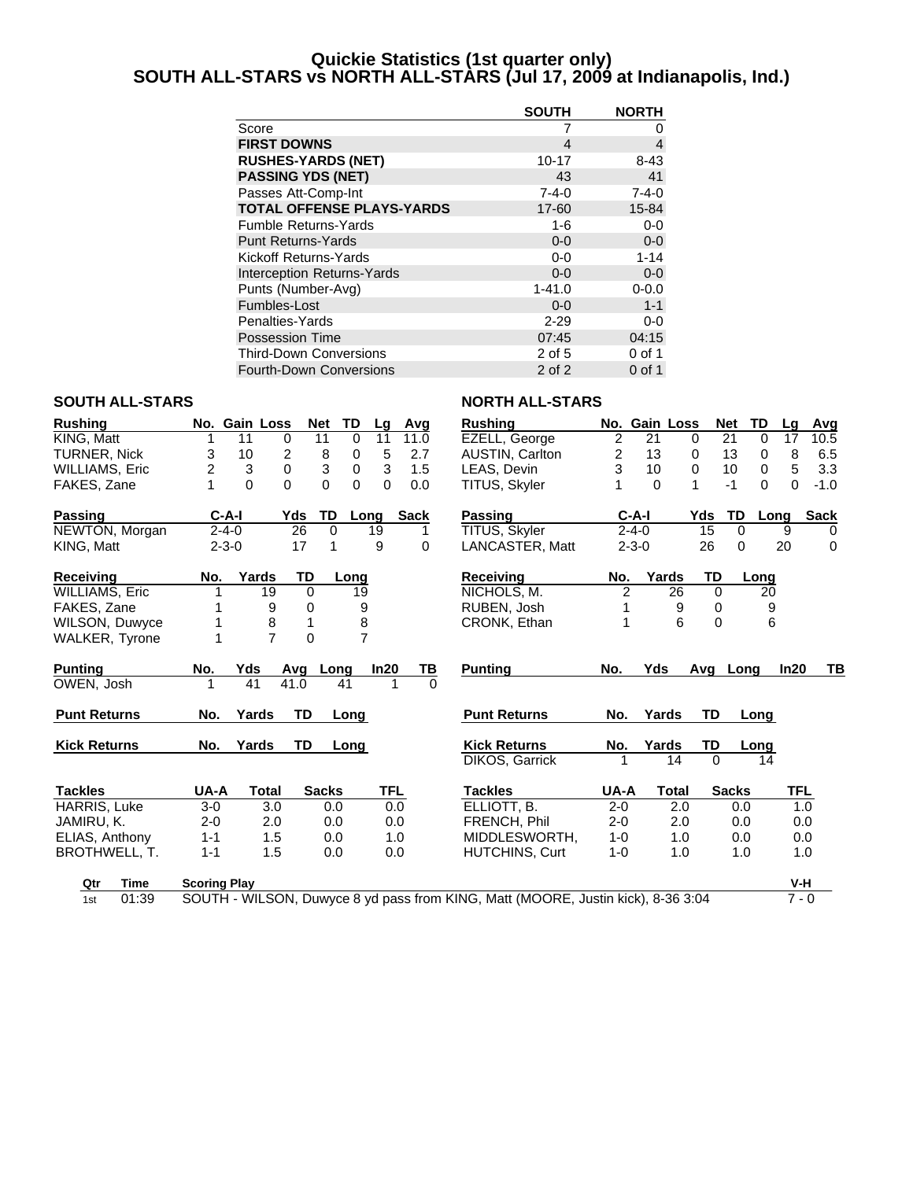# Quickie Statistics (1st quarter only)
# SOUTH ALL-STARS vs NORTH ALL-STARS (Jul 17, 2009 at Indianapolis, Ind.)

| | SOUTH | NORTH |
|---|---|---|
| Score | 7 | 0 |
| **FIRST DOWNS** | 4 | 4 |
| **RUSHES-YARDS (NET)** | 10-17 | 8-43 |
| **PASSING YDS (NET)** | 43 | 41 |
| Passes Att-Comp-Int | 7-4-0 | 7-4-0 |
| **TOTAL OFFENSE PLAYS-YARDS** | 17-60 | 15-84 |
| Fumble Returns-Yards | 1-6 | 0-0 |
| Punt Returns-Yards | 0-0 | 0-0 |
| Kickoff Returns-Yards | 0-0 | 1-14 |
| Interception Returns-Yards | 0-0 | 0-0 |
| Punts (Number-Avg) | 1-41.0 | 0-0.0 |
| Fumbles-Lost | 0-0 | 1-1 |
| Penalties-Yards | 2-29 | 0-0 |
| Possession Time | 07:45 | 04:15 |
| Third-Down Conversions | 2 of 5 | 0 of 1 |
| Fourth-Down Conversions | 2 of 2 | 0 of 1 |

## SOUTH ALL-STARS

| Rushing | No. | Gain | Loss | Net | TD | Lg | Avg |
|---|---|---|---|---|---|---|---|
| KING, Matt | 1 | 11 | 0 | 11 | 0 | 11 | 11.0 |
| TURNER, Nick | 3 | 10 | 2 | 8 | 0 | 5 | 2.7 |
| WILLIAMS, Eric | 2 | 3 | 0 | 3 | 0 | 3 | 1.5 |
| FAKES, Zane | 1 | 0 | 0 | 0 | 0 | 0 | 0.0 |

| Passing | C-A-I | Yds | TD | Long | Sack |
|---|---|---|---|---|---|
| NEWTON, Morgan | 2-4-0 | 26 | 0 | 19 | 1 |
| KING, Matt | 2-3-0 | 17 | 1 | 9 | 0 |

| Receiving | No. | Yards | TD | Long |
|---|---|---|---|---|
| WILLIAMS, Eric | 1 | 19 | 0 | 19 |
| FAKES, Zane | 1 | 9 | 0 | 9 |
| WILSON, Duwyce | 1 | 8 | 1 | 8 |
| WALKER, Tyrone | 1 | 7 | 0 | 7 |

| Punting | No. | Yds | Avg | Long | In20 | TB |
|---|---|---|---|---|---|---|
| OWEN, Josh | 1 | 41 | 41.0 | 41 | 1 | 0 |

| Punt Returns | No. | Yards | TD | Long |
|---|---|---|---|---|

| Kick Returns | No. | Yards | TD | Long |
|---|---|---|---|---|

| Tackles | UA-A | Total | Sacks | TFL |
|---|---|---|---|---|
| HARRIS, Luke | 3-0 | 3.0 | 0.0 | 0.0 |
| JAMIRU, K. | 2-0 | 2.0 | 0.0 | 0.0 |
| ELIAS, Anthony | 1-1 | 1.5 | 0.0 | 1.0 |
| BROTHWELL, T. | 1-1 | 1.5 | 0.0 | 0.0 |

## NORTH ALL-STARS

| Rushing | No. | Gain | Loss | Net | TD | Lg | Avg |
|---|---|---|---|---|---|---|---|
| EZELL, George | 2 | 21 | 0 | 21 | 0 | 17 | 10.5 |
| AUSTIN, Carlton | 2 | 13 | 0 | 13 | 0 | 8 | 6.5 |
| LEAS, Devin | 3 | 10 | 0 | 10 | 0 | 5 | 3.3 |
| TITUS, Skyler | 1 | 0 | 1 | -1 | 0 | 0 | -1.0 |

| Passing | C-A-I | Yds | TD | Long | Sack |
|---|---|---|---|---|---|
| TITUS, Skyler | 2-4-0 | 15 | 0 | 9 | 0 |
| LANCASTER, Matt | 2-3-0 | 26 | 0 | 20 | 0 |

| Receiving | No. | Yards | TD | Long |
|---|---|---|---|---|
| NICHOLS, M. | 2 | 26 | 0 | 20 |
| RUBEN, Josh | 1 | 9 | 0 | 9 |
| CRONK, Ethan | 1 | 6 | 0 | 6 |

| Punting | No. | Yds | Avg | Long | In20 | TB |
|---|---|---|---|---|---|---|

| Punt Returns | No. | Yards | TD | Long |
|---|---|---|---|---|

| Kick Returns | No. | Yards | TD | Long |
|---|---|---|---|---|
| DIKOS, Garrick | 1 | 14 | 0 | 14 |

| Tackles | UA-A | Total | Sacks | TFL |
|---|---|---|---|---|
| ELLIOTT, B. | 2-0 | 2.0 | 0.0 | 1.0 |
| FRENCH, Phil | 2-0 | 2.0 | 0.0 | 0.0 |
| MIDDLESWORTH, | 1-0 | 1.0 | 0.0 | 0.0 |
| HUTCHINS, Curt | 1-0 | 1.0 | 1.0 | 1.0 |

| Qtr | Time | Scoring Play | V-H |
|---|---|---|---|
| 1st | 01:39 | SOUTH - WILSON, Duwyce 8 yd pass from KING, Matt (MOORE, Justin kick), 8-36 3:04 | 7 - 0 |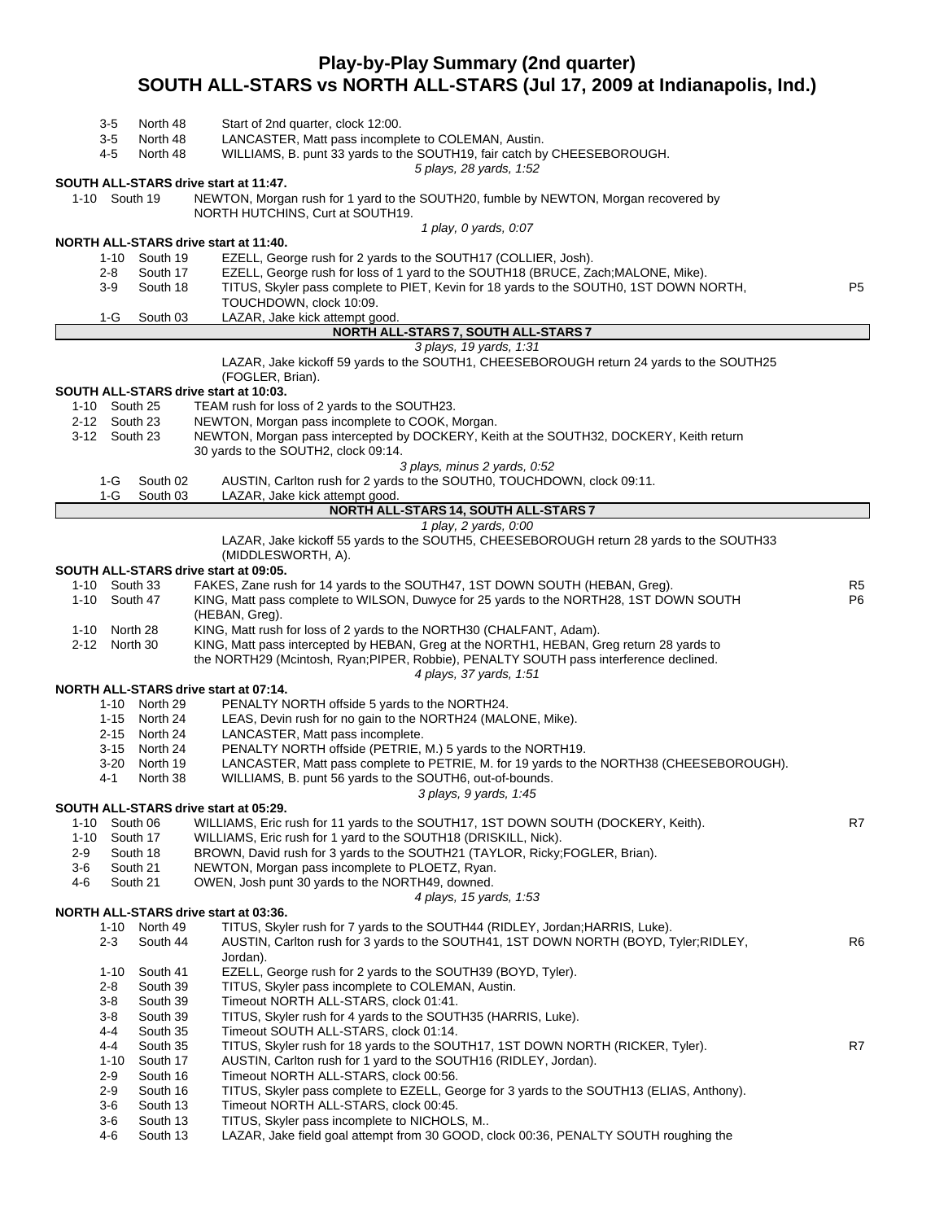# Play-by-Play Summary (2nd quarter)
## SOUTH ALL-STARS vs NORTH ALL-STARS (Jul 17, 2009 at Indianapolis, Ind.)

| | | | |
|---|---|---|---|
| 3-5 | North 48 | Start of 2nd quarter, clock 12:00. | |
| 3-5 | North 48 | LANCASTER, Matt pass incomplete to COLEMAN, Austin. | |
| 4-5 | North 48 | WILLIAMS, B. punt 33 yards to the SOUTH19, fair catch by CHEESEBOROUGH. | |
| | | *5 plays, 28 yards, 1:52* | |

**SOUTH ALL-STARS drive start at 11:47.**

| | | | |
|---|---|---|---|
| 1-10 | South 19 | NEWTON, Morgan rush for 1 yard to the SOUTH20, fumble by NEWTON, Morgan recovered by NORTH HUTCHINS, Curt at SOUTH19. | |
| | | *1 play, 0 yards, 0:07* | |

**NORTH ALL-STARS drive start at 11:40.**

| | | | |
|---|---|---|---|
| 1-10 | South 19 | EZELL, George rush for 2 yards to the SOUTH17 (COLLIER, Josh). | |
| 2-8 | South 17 | EZELL, George rush for loss of 1 yard to the SOUTH18 (BRUCE, Zach;MALONE, Mike). | |
| 3-9 | South 18 | TITUS, Skyler pass complete to PIET, Kevin for 18 yards to the SOUTH0, 1ST DOWN NORTH, TOUCHDOWN, clock 10:09. | P5 |
| 1-G | South 03 | LAZAR, Jake kick attempt good. | |

**NORTH ALL-STARS 7, SOUTH ALL-STARS 7**

*3 plays, 19 yards, 1:31*

LAZAR, Jake kickoff 59 yards to the SOUTH1, CHEESEBOROUGH return 24 yards to the SOUTH25 (FOGLER, Brian).

**SOUTH ALL-STARS drive start at 10:03.**

| | | | |
|---|---|---|---|
| 1-10 | South 25 | TEAM rush for loss of 2 yards to the SOUTH23. | |
| 2-12 | South 23 | NEWTON, Morgan pass incomplete to COOK, Morgan. | |
| 3-12 | South 23 | NEWTON, Morgan pass intercepted by DOCKERY, Keith at the SOUTH32, DOCKERY, Keith return 30 yards to the SOUTH2, clock 09:14. | |
| | | *3 plays, minus 2 yards, 0:52* | |
| 1-G | South 02 | AUSTIN, Carlton rush for 2 yards to the SOUTH0, TOUCHDOWN, clock 09:11. | |
| 1-G | South 03 | LAZAR, Jake kick attempt good. | |

**NORTH ALL-STARS 14, SOUTH ALL-STARS 7**

*1 play, 2 yards, 0:00*

LAZAR, Jake kickoff 55 yards to the SOUTH5, CHEESEBOROUGH return 28 yards to the SOUTH33 (MIDDLESWORTH, A).

**SOUTH ALL-STARS drive start at 09:05.**

| | | | |
|---|---|---|---|
| 1-10 | South 33 | FAKES, Zane rush for 14 yards to the SOUTH47, 1ST DOWN SOUTH (HEBAN, Greg). | R5 |
| 1-10 | South 47 | KING, Matt pass complete to WILSON, Duwyce for 25 yards to the NORTH28, 1ST DOWN SOUTH (HEBAN, Greg). | P6 |
| 1-10 | North 28 | KING, Matt rush for loss of 2 yards to the NORTH30 (CHALFANT, Adam). | |
| 2-12 | North 30 | KING, Matt pass intercepted by HEBAN, Greg at the NORTH1, HEBAN, Greg return 28 yards to the NORTH29 (Mcintosh, Ryan;PIPER, Robbie), PENALTY SOUTH pass interference declined. | |
| | | *4 plays, 37 yards, 1:51* | |

**NORTH ALL-STARS drive start at 07:14.**

| | | | |
|---|---|---|---|
| 1-10 | North 29 | PENALTY NORTH offside 5 yards to the NORTH24. | |
| 1-15 | North 24 | LEAS, Devin rush for no gain to the NORTH24 (MALONE, Mike). | |
| 2-15 | North 24 | LANCASTER, Matt pass incomplete. | |
| 3-15 | North 24 | PENALTY NORTH offside (PETRIE, M.) 5 yards to the NORTH19. | |
| 3-20 | North 19 | LANCASTER, Matt pass complete to PETRIE, M. for 19 yards to the NORTH38 (CHEESEBOROUGH). | |
| 4-1 | North 38 | WILLIAMS, B. punt 56 yards to the SOUTH6, out-of-bounds. | |
| | | *3 plays, 9 yards, 1:45* | |

**SOUTH ALL-STARS drive start at 05:29.**

| | | | |
|---|---|---|---|
| 1-10 | South 06 | WILLIAMS, Eric rush for 11 yards to the SOUTH17, 1ST DOWN SOUTH (DOCKERY, Keith). | R7 |
| 1-10 | South 17 | WILLIAMS, Eric rush for 1 yard to the SOUTH18 (DRISKILL, Nick). | |
| 2-9 | South 18 | BROWN, David rush for 3 yards to the SOUTH21 (TAYLOR, Ricky;FOGLER, Brian). | |
| 3-6 | South 21 | NEWTON, Morgan pass incomplete to PLOETZ, Ryan. | |
| 4-6 | South 21 | OWEN, Josh punt 30 yards to the NORTH49, downed. | |
| | | *4 plays, 15 yards, 1:53* | |

**NORTH ALL-STARS drive start at 03:36.**

| | | | |
|---|---|---|---|
| 1-10 | North 49 | TITUS, Skyler rush for 7 yards to the SOUTH44 (RIDLEY, Jordan;HARRIS, Luke). | |
| 2-3 | South 44 | AUSTIN, Carlton rush for 3 yards to the SOUTH41, 1ST DOWN NORTH (BOYD, Tyler;RIDLEY, Jordan). | R6 |
| 1-10 | South 41 | EZELL, George rush for 2 yards to the SOUTH39 (BOYD, Tyler). | |
| 2-8 | South 39 | TITUS, Skyler pass incomplete to COLEMAN, Austin. | |
| 3-8 | South 39 | Timeout NORTH ALL-STARS, clock 01:41. | |
| 3-8 | South 39 | TITUS, Skyler rush for 4 yards to the SOUTH35 (HARRIS, Luke). | |
| 4-4 | South 35 | Timeout SOUTH ALL-STARS, clock 01:14. | |
| 4-4 | South 35 | TITUS, Skyler rush for 18 yards to the SOUTH17, 1ST DOWN NORTH (RICKER, Tyler). | R7 |
| 1-10 | South 17 | AUSTIN, Carlton rush for 1 yard to the SOUTH16 (RIDLEY, Jordan). | |
| 2-9 | South 16 | Timeout NORTH ALL-STARS, clock 00:56. | |
| 2-9 | South 16 | TITUS, Skyler pass complete to EZELL, George for 3 yards to the SOUTH13 (ELIAS, Anthony). | |
| 3-6 | South 13 | Timeout NORTH ALL-STARS, clock 00:45. | |
| 3-6 | South 13 | TITUS, Skyler pass incomplete to NICHOLS, M.. | |
| 4-6 | South 13 | LAZAR, Jake field goal attempt from 30 GOOD, clock 00:36, PENALTY SOUTH roughing the | |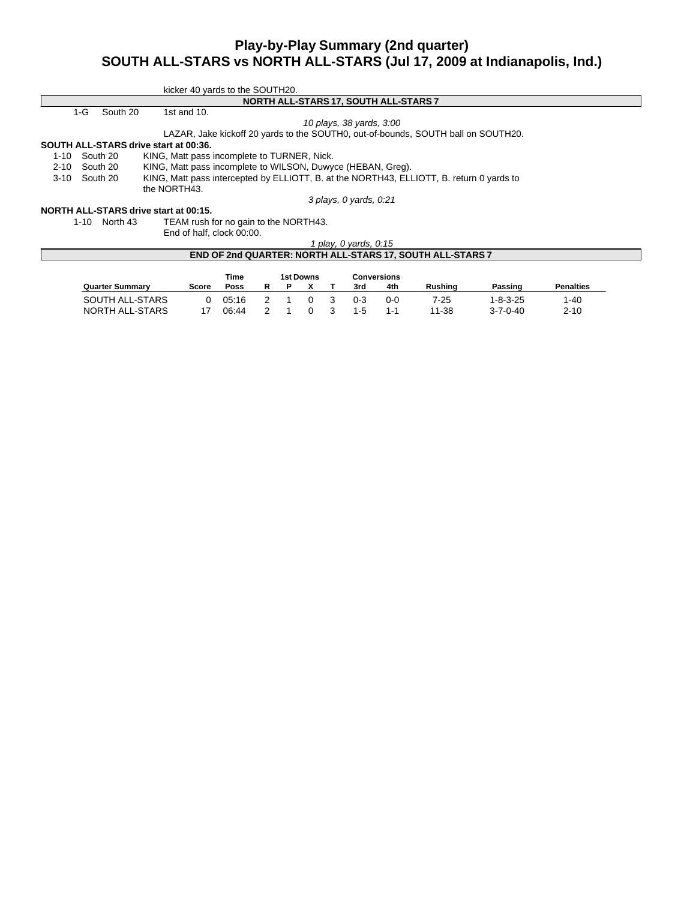# Play-by-Play Summary (2nd quarter)
## SOUTH ALL-STARS vs NORTH ALL-STARS (Jul 17, 2009 at Indianapolis, Ind.)

kicker 40 yards to the SOUTH20.

**NORTH ALL-STARS 17, SOUTH ALL-STARS 7**

1-G South 20 1st and 10.

*10 plays, 38 yards, 3:00*

LAZAR, Jake kickoff 20 yards to the SOUTH0, out-of-bounds, SOUTH ball on SOUTH20.

**SOUTH ALL-STARS drive start at 00:36.**

1-10 South 20 KING, Matt pass incomplete to TURNER, Nick.

2-10 South 20 KING, Matt pass incomplete to WILSON, Duwyce (HEBAN, Greg).

3-10 South 20 KING, Matt pass intercepted by ELLIOTT, B. at the NORTH43, ELLIOTT, B. return 0 yards to the NORTH43.

*3 plays, 0 yards, 0:21*

**NORTH ALL-STARS drive start at 00:15.**

1-10 North 43 TEAM rush for no gain to the NORTH43.

End of half, clock 00:00.

*1 play, 0 yards, 0:15*

**END OF 2nd QUARTER: NORTH ALL-STARS 17, SOUTH ALL-STARS 7**

| Quarter Summary | Score | Time Poss | 1st Downs R | P | X | T | Conversions 3rd | 4th | Rushing | Passing | Penalties |
|---|---|---|---|---|---|---|---|---|---|---|---|
| SOUTH ALL-STARS | 0 | 05:16 | 2 | 1 | 0 | 3 | 0-3 | 0-0 | 7-25 | 1-8-3-25 | 1-40 |
| NORTH ALL-STARS | 17 | 06:44 | 2 | 1 | 0 | 3 | 1-5 | 1-1 | 11-38 | 3-7-0-40 | 2-10 |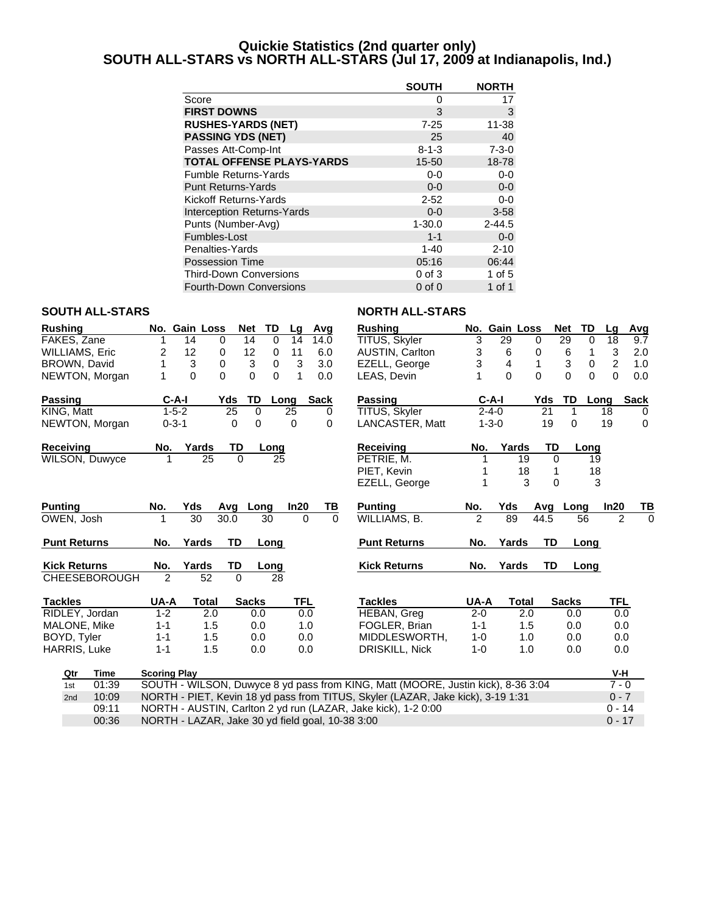# Quickie Statistics (2nd quarter only)
# SOUTH ALL-STARS vs NORTH ALL-STARS (Jul 17, 2009 at Indianapolis, Ind.)

| | SOUTH | NORTH |
|---|---|---|
| Score | 0 | 17 |
| **FIRST DOWNS** | 3 | 3 |
| **RUSHES-YARDS (NET)** | 7-25 | 11-38 |
| **PASSING YDS (NET)** | 25 | 40 |
| Passes Att-Comp-Int | 8-1-3 | 7-3-0 |
| **TOTAL OFFENSE PLAYS-YARDS** | 15-50 | 18-78 |
| Fumble Returns-Yards | 0-0 | 0-0 |
| Punt Returns-Yards | 0-0 | 0-0 |
| Kickoff Returns-Yards | 2-52 | 0-0 |
| Interception Returns-Yards | 0-0 | 3-58 |
| Punts (Number-Avg) | 1-30.0 | 2-44.5 |
| Fumbles-Lost | 1-1 | 0-0 |
| Penalties-Yards | 1-40 | 2-10 |
| Possession Time | 05:16 | 06:44 |
| Third-Down Conversions | 0 of 3 | 1 of 5 |
| Fourth-Down Conversions | 0 of 0 | 1 of 1 |

## SOUTH ALL-STARS

| Rushing | No. | Gain | Loss | Net | TD | Lg | Avg |
|---|---|---|---|---|---|---|---|
| FAKES, Zane | 1 | 14 | 0 | 14 | 0 | 14 | 14.0 |
| WILLIAMS, Eric | 2 | 12 | 0 | 12 | 0 | 11 | 6.0 |
| BROWN, David | 1 | 3 | 0 | 3 | 0 | 3 | 3.0 |
| NEWTON, Morgan | 1 | 0 | 0 | 0 | 0 | 1 | 0.0 |

| Passing | C-A-I | Yds | TD | Long | Sack |
|---|---|---|---|---|---|
| KING, Matt | 1-5-2 | 25 | 0 | 25 | 0 |
| NEWTON, Morgan | 0-3-1 | 0 | 0 | 0 | 0 |

| Receiving | No. | Yards | TD | Long |
|---|---|---|---|---|
| WILSON, Duwyce | 1 | 25 | 0 | 25 |

| Punting | No. | Yds | Avg | Long | In20 | TB |
|---|---|---|---|---|---|---|
| OWEN, Josh | 1 | 30 | 30.0 | 30 | 0 | 0 |

| Punt Returns | No. | Yards | TD | Long |
|---|---|---|---|---|

| Kick Returns | No. | Yards | TD | Long |
|---|---|---|---|---|
| CHEESEBOROUGH | 2 | 52 | 0 | 28 |

| Tackles | UA-A | Total | Sacks | TFL |
|---|---|---|---|---|
| RIDLEY, Jordan | 1-2 | 2.0 | 0.0 | 0.0 |
| MALONE, Mike | 1-1 | 1.5 | 0.0 | 1.0 |
| BOYD, Tyler | 1-1 | 1.5 | 0.0 | 0.0 |
| HARRIS, Luke | 1-1 | 1.5 | 0.0 | 0.0 |

## NORTH ALL-STARS

| Rushing | No. | Gain | Loss | Net | TD | Lg | Avg |
|---|---|---|---|---|---|---|---|
| TITUS, Skyler | 3 | 29 | 0 | 29 | 0 | 18 | 9.7 |
| AUSTIN, Carlton | 3 | 6 | 0 | 6 | 1 | 3 | 2.0 |
| EZELL, George | 3 | 4 | 1 | 3 | 0 | 2 | 1.0 |
| LEAS, Devin | 1 | 0 | 0 | 0 | 0 | 0 | 0.0 |

| Passing | C-A-I | Yds | TD | Long | Sack |
|---|---|---|---|---|---|
| TITUS, Skyler | 2-4-0 | 21 | 1 | 18 | 0 |
| LANCASTER, Matt | 1-3-0 | 19 | 0 | 19 | 0 |

| Receiving | No. | Yards | TD | Long |
|---|---|---|---|---|
| PETRIE, M. | 1 | 19 | 0 | 19 |
| PIET, Kevin | 1 | 18 | 1 | 18 |
| EZELL, George | 1 | 3 | 0 | 3 |

| Punting | No. | Yds | Avg | Long | In20 | TB |
|---|---|---|---|---|---|---|
| WILLIAMS, B. | 2 | 89 | 44.5 | 56 | 2 | 0 |

| Punt Returns | No. | Yards | TD | Long |
|---|---|---|---|---|

| Kick Returns | No. | Yards | TD | Long |
|---|---|---|---|---|

| Tackles | UA-A | Total | Sacks | TFL |
|---|---|---|---|---|
| HEBAN, Greg | 2-0 | 2.0 | 0.0 | 0.0 |
| FOGLER, Brian | 1-1 | 1.5 | 0.0 | 0.0 |
| MIDDLESWORTH, | 1-0 | 1.0 | 0.0 | 0.0 |
| DRISKILL, Nick | 1-0 | 1.0 | 0.0 | 0.0 |

| Qtr | Time | Scoring Play | V-H |
|---|---|---|---|
| 1st | 01:39 | SOUTH - WILSON, Duwyce 8 yd pass from KING, Matt (MOORE, Justin kick), 8-36 3:04 | 7 - 0 |
| 2nd | 10:09 | NORTH - PIET, Kevin 18 yd pass from TITUS, Skyler (LAZAR, Jake kick), 3-19 1:31 | 0 - 7 |
| | 09:11 | NORTH - AUSTIN, Carlton 2 yd run (LAZAR, Jake kick), 1-2 0:00 | 0 - 14 |
| | 00:36 | NORTH - LAZAR, Jake 30 yd field goal, 10-38 3:00 | 0 - 17 |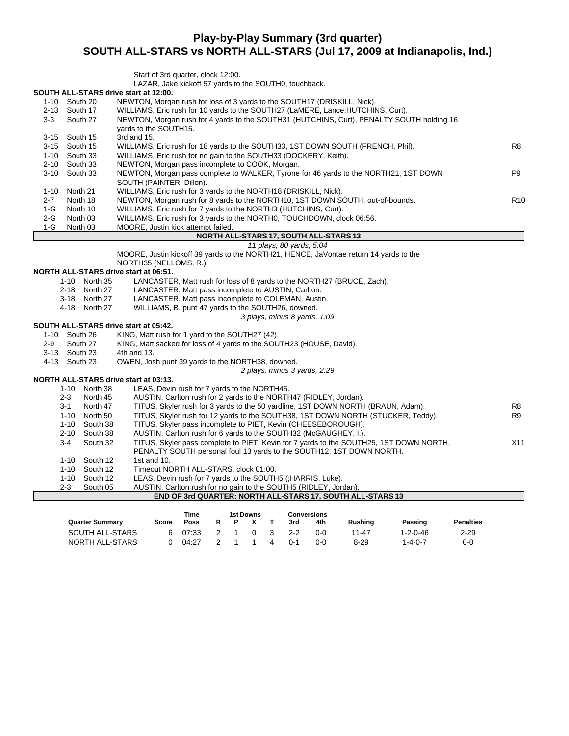# Play-by-Play Summary (3rd quarter)
## SOUTH ALL-STARS vs NORTH ALL-STARS (Jul 17, 2009 at Indianapolis, Ind.)

Start of 3rd quarter, clock 12:00.
LAZAR, Jake kickoff 57 yards to the SOUTH0, touchback.

**SOUTH ALL-STARS drive start at 12:00.**

| Down | Spot | Play | |
|---|---|---|---|
| 1-10 | South 20 | NEWTON, Morgan rush for loss of 3 yards to the SOUTH17 (DRISKILL, Nick). | |
| 2-13 | South 17 | WILLIAMS, Eric rush for 10 yards to the SOUTH27 (LaMERE, Lance;HUTCHINS, Curt). | |
| 3-3 | South 27 | NEWTON, Morgan rush for 4 yards to the SOUTH31 (HUTCHINS, Curt), PENALTY SOUTH holding 16 yards to the SOUTH15. | |
| 3-15 | South 15 | 3rd and 15. | |
| 3-15 | South 15 | WILLIAMS, Eric rush for 18 yards to the SOUTH33, 1ST DOWN SOUTH (FRENCH, Phil). | R8 |
| 1-10 | South 33 | WILLIAMS, Eric rush for no gain to the SOUTH33 (DOCKERY, Keith). | |
| 2-10 | South 33 | NEWTON, Morgan pass incomplete to COOK, Morgan. | |
| 3-10 | South 33 | NEWTON, Morgan pass complete to WALKER, Tyrone for 46 yards to the NORTH21, 1ST DOWN SOUTH (PAINTER, Dillon). | P9 |
| 1-10 | North 21 | WILLIAMS, Eric rush for 3 yards to the NORTH18 (DRISKILL, Nick). | |
| 2-7 | North 18 | NEWTON, Morgan rush for 8 yards to the NORTH10, 1ST DOWN SOUTH, out-of-bounds. | R10 |
| 1-G | North 10 | WILLIAMS, Eric rush for 7 yards to the NORTH3 (HUTCHINS, Curt). | |
| 2-G | North 03 | WILLIAMS, Eric rush for 3 yards to the NORTH0, TOUCHDOWN, clock 06:56. | |
| 1-G | North 03 | MOORE, Justin kick attempt failed. | |

**NORTH ALL-STARS 17, SOUTH ALL-STARS 13**

*11 plays, 80 yards, 5:04*

MOORE, Justin kickoff 39 yards to the NORTH21, HENCE, JaVontae return 14 yards to the NORTH35 (NELLOMS, R.).

**NORTH ALL-STARS drive start at 06:51.**

| Down | Spot | Play |
|---|---|---|
| 1-10 | North 35 | LANCASTER, Matt rush for loss of 8 yards to the NORTH27 (BRUCE, Zach). |
| 2-18 | North 27 | LANCASTER, Matt pass incomplete to AUSTIN, Carlton. |
| 3-18 | North 27 | LANCASTER, Matt pass incomplete to COLEMAN, Austin. |
| 4-18 | North 27 | WILLIAMS, B. punt 47 yards to the SOUTH26, downed. |

*3 plays, minus 8 yards, 1:09*

**SOUTH ALL-STARS drive start at 05:42.**

| Down | Spot | Play |
|---|---|---|
| 1-10 | South 26 | KING, Matt rush for 1 yard to the SOUTH27 (42). |
| 2-9 | South 27 | KING, Matt sacked for loss of 4 yards to the SOUTH23 (HOUSE, David). |
| 3-13 | South 23 | 4th and 13. |
| 4-13 | South 23 | OWEN, Josh punt 39 yards to the NORTH38, downed. |

*2 plays, minus 3 yards, 2:29*

**NORTH ALL-STARS drive start at 03:13.**

| Down | Spot | Play | |
|---|---|---|---|
| 1-10 | North 38 | LEAS, Devin rush for 7 yards to the NORTH45. | |
| 2-3 | North 45 | AUSTIN, Carlton rush for 2 yards to the NORTH47 (RIDLEY, Jordan). | |
| 3-1 | North 47 | TITUS, Skyler rush for 3 yards to the 50 yardline, 1ST DOWN NORTH (BRAUN, Adam). | R8 |
| 1-10 | North 50 | TITUS, Skyler rush for 12 yards to the SOUTH38, 1ST DOWN NORTH (STUCKER, Teddy). | R9 |
| 1-10 | South 38 | TITUS, Skyler pass incomplete to PIET, Kevin (CHEESEBOROUGH). | |
| 2-10 | South 38 | AUSTIN, Carlton rush for 6 yards to the SOUTH32 (McGAUGHEY, I.). | |
| 3-4 | South 32 | TITUS, Skyler pass complete to PIET, Kevin for 7 yards to the SOUTH25, 1ST DOWN NORTH, PENALTY SOUTH personal foul 13 yards to the SOUTH12, 1ST DOWN NORTH. | X11 |
| 1-10 | South 12 | 1st and 10. | |
| 1-10 | South 12 | Timeout NORTH ALL-STARS, clock 01:00. | |
| 1-10 | South 12 | LEAS, Devin rush for 7 yards to the SOUTH5 (;HARRIS, Luke). | |
| 2-3 | South 05 | AUSTIN, Carlton rush for no gain to the SOUTH5 (RIDLEY, Jordan). | |

**END OF 3rd QUARTER: NORTH ALL-STARS 17, SOUTH ALL-STARS 13**

| Quarter Summary | Score | Time Poss | 1st Downs R | P | X | T | Conversions 3rd | 4th | Rushing | Passing | Penalties |
|---|---|---|---|---|---|---|---|---|---|---|---|
| SOUTH ALL-STARS | 6 | 07:33 | 2 | 1 | 0 | 3 | 2-2 | 0-0 | 11-47 | 1-2-0-46 | 2-29 |
| NORTH ALL-STARS | 0 | 04:27 | 2 | 1 | 1 | 4 | 0-1 | 0-0 | 8-29 | 1-4-0-7 | 0-0 |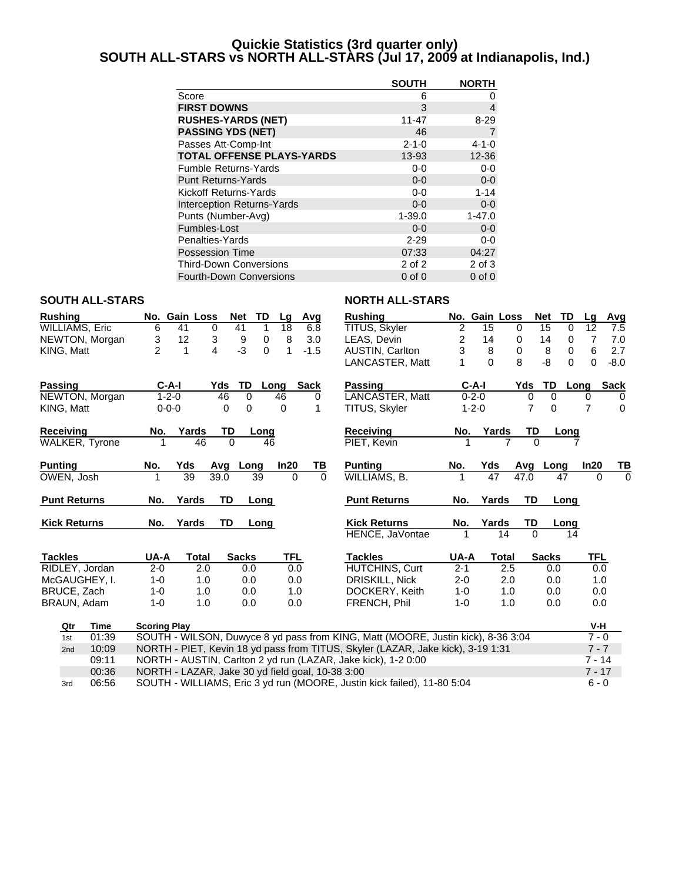# Quickie Statistics (3rd quarter only)
# SOUTH ALL-STARS vs NORTH ALL-STARS (Jul 17, 2009 at Indianapolis, Ind.)

| | SOUTH | NORTH |
|---|---|---|
| Score | 6 | 0 |
| **FIRST DOWNS** | 3 | 4 |
| **RUSHES-YARDS (NET)** | 11-47 | 8-29 |
| **PASSING YDS (NET)** | 46 | 7 |
| Passes Att-Comp-Int | 2-1-0 | 4-1-0 |
| **TOTAL OFFENSE PLAYS-YARDS** | 13-93 | 12-36 |
| Fumble Returns-Yards | 0-0 | 0-0 |
| Punt Returns-Yards | 0-0 | 0-0 |
| Kickoff Returns-Yards | 0-0 | 1-14 |
| Interception Returns-Yards | 0-0 | 0-0 |
| Punts (Number-Avg) | 1-39.0 | 1-47.0 |
| Fumbles-Lost | 0-0 | 0-0 |
| Penalties-Yards | 2-29 | 0-0 |
| Possession Time | 07:33 | 04:27 |
| Third-Down Conversions | 2 of 2 | 2 of 3 |
| Fourth-Down Conversions | 0 of 0 | 0 of 0 |

## SOUTH ALL-STARS

| Rushing | No. | Gain | Loss | Net | TD | Lg | Avg |
|---|---|---|---|---|---|---|---|
| WILLIAMS, Eric | 6 | 41 | 0 | 41 | 1 | 18 | 6.8 |
| NEWTON, Morgan | 3 | 12 | 3 | 9 | 0 | 8 | 3.0 |
| KING, Matt | 2 | 1 | 4 | -3 | 0 | 1 | -1.5 |

| Passing | C-A-I | Yds | TD | Long | Sack |
|---|---|---|---|---|---|
| NEWTON, Morgan | 1-2-0 | 46 | 0 | 46 | 0 |
| KING, Matt | 0-0-0 | 0 | 0 | 0 | 1 |

| Receiving | No. | Yards | TD | Long |
|---|---|---|---|---|
| WALKER, Tyrone | 1 | 46 | 0 | 46 |

| Punting | No. | Yds | Avg | Long | In20 | TB |
|---|---|---|---|---|---|---|
| OWEN, Josh | 1 | 39 | 39.0 | 39 | 0 | 0 |

| Punt Returns | No. | Yards | TD | Long |
|---|---|---|---|---|

| Kick Returns | No. | Yards | TD | Long |
|---|---|---|---|---|

| Tackles | UA-A | Total | Sacks | TFL |
|---|---|---|---|---|
| RIDLEY, Jordan | 2-0 | 2.0 | 0.0 | 0.0 |
| McGAUGHEY, I. | 1-0 | 1.0 | 0.0 | 0.0 |
| BRUCE, Zach | 1-0 | 1.0 | 0.0 | 1.0 |
| BRAUN, Adam | 1-0 | 1.0 | 0.0 | 0.0 |

## NORTH ALL-STARS

| Rushing | No. | Gain | Loss | Net | TD | Lg | Avg |
|---|---|---|---|---|---|---|---|
| TITUS, Skyler | 2 | 15 | 0 | 15 | 0 | 12 | 7.5 |
| LEAS, Devin | 2 | 14 | 0 | 14 | 0 | 7 | 7.0 |
| AUSTIN, Carlton | 3 | 8 | 0 | 8 | 0 | 6 | 2.7 |
| LANCASTER, Matt | 1 | 0 | 8 | -8 | 0 | 0 | -8.0 |

| Passing | C-A-I | Yds | TD | Long | Sack |
|---|---|---|---|---|---|
| LANCASTER, Matt | 0-2-0 | 0 | 0 | 0 | 0 |
| TITUS, Skyler | 1-2-0 | 7 | 0 | 7 | 0 |

| Receiving | No. | Yards | TD | Long |
|---|---|---|---|---|
| PIET, Kevin | 1 | 7 | 0 | 7 |

| Punting | No. | Yds | Avg | Long | In20 | TB |
|---|---|---|---|---|---|---|
| WILLIAMS, B. | 1 | 47 | 47.0 | 47 | 0 | 0 |

| Punt Returns | No. | Yards | TD | Long |
|---|---|---|---|---|

| Kick Returns | No. | Yards | TD | Long |
|---|---|---|---|---|
| HENCE, JaVontae | 1 | 14 | 0 | 14 |

| Tackles | UA-A | Total | Sacks | TFL |
|---|---|---|---|---|
| HUTCHINS, Curt | 2-1 | 2.5 | 0.0 | 0.0 |
| DRISKILL, Nick | 2-0 | 2.0 | 0.0 | 1.0 |
| DOCKERY, Keith | 1-0 | 1.0 | 0.0 | 0.0 |
| FRENCH, Phil | 1-0 | 1.0 | 0.0 | 0.0 |

| Qtr | Time | Scoring Play | V-H |
|---|---|---|---|
| 1st | 01:39 | SOUTH - WILSON, Duwyce 8 yd pass from KING, Matt (MOORE, Justin kick), 8-36 3:04 | 7 - 0 |
| 2nd | 10:09 | NORTH - PIET, Kevin 18 yd pass from TITUS, Skyler (LAZAR, Jake kick), 3-19 1:31 | 7 - 7 |
| | 09:11 | NORTH - AUSTIN, Carlton 2 yd run (LAZAR, Jake kick), 1-2 0:00 | 7 - 14 |
| | 00:36 | NORTH - LAZAR, Jake 30 yd field goal, 10-38 3:00 | 7 - 17 |
| 3rd | 06:56 | SOUTH - WILLIAMS, Eric 3 yd run (MOORE, Justin kick failed), 11-80 5:04 | 6 - 0 |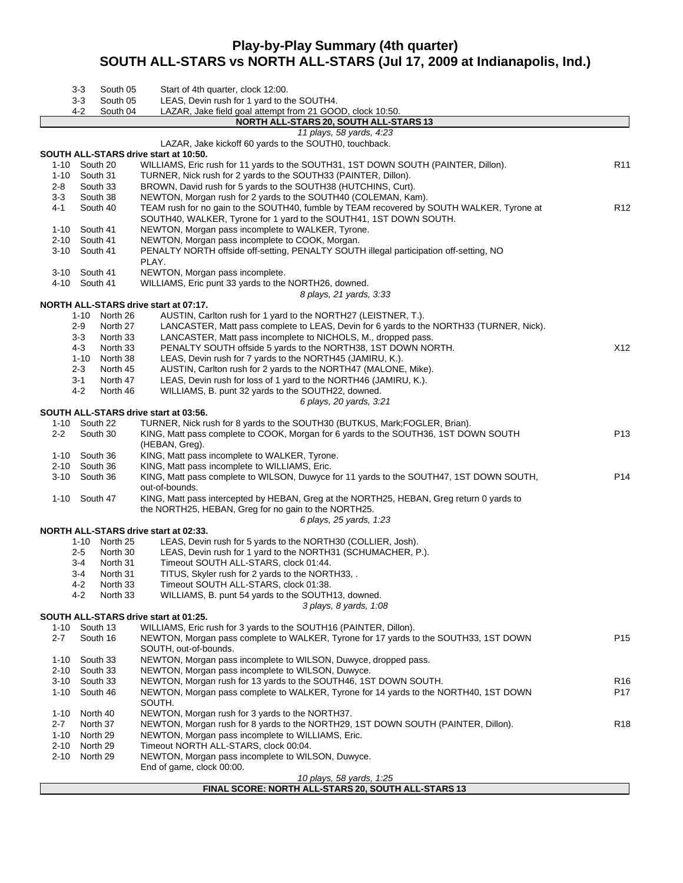# Play-by-Play Summary (4th quarter)
## SOUTH ALL-STARS vs NORTH ALL-STARS (Jul 17, 2009 at Indianapolis, Ind.)

| Down | Spot | Play | |
|---|---|---|---|
| 3-3 | South 05 | Start of 4th quarter, clock 12:00. | |
| 3-3 | South 05 | LEAS, Devin rush for 1 yard to the SOUTH4. | |
| 4-2 | South 04 | LAZAR, Jake field goal attempt from 21 GOOD, clock 10:50. | |

**NORTH ALL-STARS 20, SOUTH ALL-STARS 13**

*11 plays, 58 yards, 4:23*

LAZAR, Jake kickoff 60 yards to the SOUTH0, touchback.

**SOUTH ALL-STARS drive start at 10:50.**

| Down | Spot | Play | |
|---|---|---|---|
| 1-10 | South 20 | WILLIAMS, Eric rush for 11 yards to the SOUTH31, 1ST DOWN SOUTH (PAINTER, Dillon). | R11 |
| 1-10 | South 31 | TURNER, Nick rush for 2 yards to the SOUTH33 (PAINTER, Dillon). | |
| 2-8 | South 33 | BROWN, David rush for 5 yards to the SOUTH38 (HUTCHINS, Curt). | |
| 3-3 | South 38 | NEWTON, Morgan rush for 2 yards to the SOUTH40 (COLEMAN, Kam). | |
| 4-1 | South 40 | TEAM rush for no gain to the SOUTH40, fumble by TEAM recovered by SOUTH WALKER, Tyrone at SOUTH40, WALKER, Tyrone for 1 yard to the SOUTH41, 1ST DOWN SOUTH. | R12 |
| 1-10 | South 41 | NEWTON, Morgan pass incomplete to WALKER, Tyrone. | |
| 2-10 | South 41 | NEWTON, Morgan pass incomplete to COOK, Morgan. | |
| 3-10 | South 41 | PENALTY NORTH offside off-setting, PENALTY SOUTH illegal participation off-setting, NO PLAY. | |
| 3-10 | South 41 | NEWTON, Morgan pass incomplete. | |
| 4-10 | South 41 | WILLIAMS, Eric punt 33 yards to the NORTH26, downed. | |

*8 plays, 21 yards, 3:33*

**NORTH ALL-STARS drive start at 07:17.**

| Down | Spot | Play | |
|---|---|---|---|
| 1-10 | North 26 | AUSTIN, Carlton rush for 1 yard to the NORTH27 (LEISTNER, T.). | |
| 2-9 | North 27 | LANCASTER, Matt pass complete to LEAS, Devin for 6 yards to the NORTH33 (TURNER, Nick). | |
| 3-3 | North 33 | LANCASTER, Matt pass incomplete to NICHOLS, M., dropped pass. | |
| 4-3 | North 33 | PENALTY SOUTH offside 5 yards to the NORTH38, 1ST DOWN NORTH. | X12 |
| 1-10 | North 38 | LEAS, Devin rush for 7 yards to the NORTH45 (JAMIRU, K.). | |
| 2-3 | North 45 | AUSTIN, Carlton rush for 2 yards to the NORTH47 (MALONE, Mike). | |
| 3-1 | North 47 | LEAS, Devin rush for loss of 1 yard to the NORTH46 (JAMIRU, K.). | |
| 4-2 | North 46 | WILLIAMS, B. punt 32 yards to the SOUTH22, downed. | |

*6 plays, 20 yards, 3:21*

**SOUTH ALL-STARS drive start at 03:56.**

| Down | Spot | Play | |
|---|---|---|---|
| 1-10 | South 22 | TURNER, Nick rush for 8 yards to the SOUTH30 (BUTKUS, Mark;FOGLER, Brian). | |
| 2-2 | South 30 | KING, Matt pass complete to COOK, Morgan for 6 yards to the SOUTH36, 1ST DOWN SOUTH (HEBAN, Greg). | P13 |
| 1-10 | South 36 | KING, Matt pass incomplete to WALKER, Tyrone. | |
| 2-10 | South 36 | KING, Matt pass incomplete to WILLIAMS, Eric. | |
| 3-10 | South 36 | KING, Matt pass complete to WILSON, Duwyce for 11 yards to the SOUTH47, 1ST DOWN SOUTH, out-of-bounds. | P14 |
| 1-10 | South 47 | KING, Matt pass intercepted by HEBAN, Greg at the NORTH25, HEBAN, Greg return 0 yards to the NORTH25, HEBAN, Greg for no gain to the NORTH25. | |

*6 plays, 25 yards, 1:23*

**NORTH ALL-STARS drive start at 02:33.**

| Down | Spot | Play | |
|---|---|---|---|
| 1-10 | North 25 | LEAS, Devin rush for 5 yards to the NORTH30 (COLLIER, Josh). | |
| 2-5 | North 30 | LEAS, Devin rush for 1 yard to the NORTH31 (SCHUMACHER, P.). | |
| 3-4 | North 31 | Timeout SOUTH ALL-STARS, clock 01:44. | |
| 3-4 | North 31 | TITUS, Skyler rush for 2 yards to the NORTH33, . | |
| 4-2 | North 33 | Timeout SOUTH ALL-STARS, clock 01:38. | |
| 4-2 | North 33 | WILLIAMS, B. punt 54 yards to the SOUTH13, downed. | |

*3 plays, 8 yards, 1:08*

**SOUTH ALL-STARS drive start at 01:25.**

| Down | Spot | Play | |
|---|---|---|---|
| 1-10 | South 13 | WILLIAMS, Eric rush for 3 yards to the SOUTH16 (PAINTER, Dillon). | |
| 2-7 | South 16 | NEWTON, Morgan pass complete to WALKER, Tyrone for 17 yards to the SOUTH33, 1ST DOWN SOUTH, out-of-bounds. | P15 |
| 1-10 | South 33 | NEWTON, Morgan pass incomplete to WILSON, Duwyce, dropped pass. | |
| 2-10 | South 33 | NEWTON, Morgan pass incomplete to WILSON, Duwyce. | |
| 3-10 | South 33 | NEWTON, Morgan rush for 13 yards to the SOUTH46, 1ST DOWN SOUTH. | R16 |
| 1-10 | South 46 | NEWTON, Morgan pass complete to WALKER, Tyrone for 14 yards to the NORTH40, 1ST DOWN SOUTH. | P17 |
| 1-10 | North 40 | NEWTON, Morgan rush for 3 yards to the NORTH37. | |
| 2-7 | North 37 | NEWTON, Morgan rush for 8 yards to the NORTH29, 1ST DOWN SOUTH (PAINTER, Dillon). | R18 |
| 1-10 | North 29 | NEWTON, Morgan pass incomplete to WILLIAMS, Eric. | |
| 2-10 | North 29 | Timeout NORTH ALL-STARS, clock 00:04. | |
| 2-10 | North 29 | NEWTON, Morgan pass incomplete to WILSON, Duwyce. End of game, clock 00:00. | |

*10 plays, 58 yards, 1:25*

**FINAL SCORE: NORTH ALL-STARS 20, SOUTH ALL-STARS 13**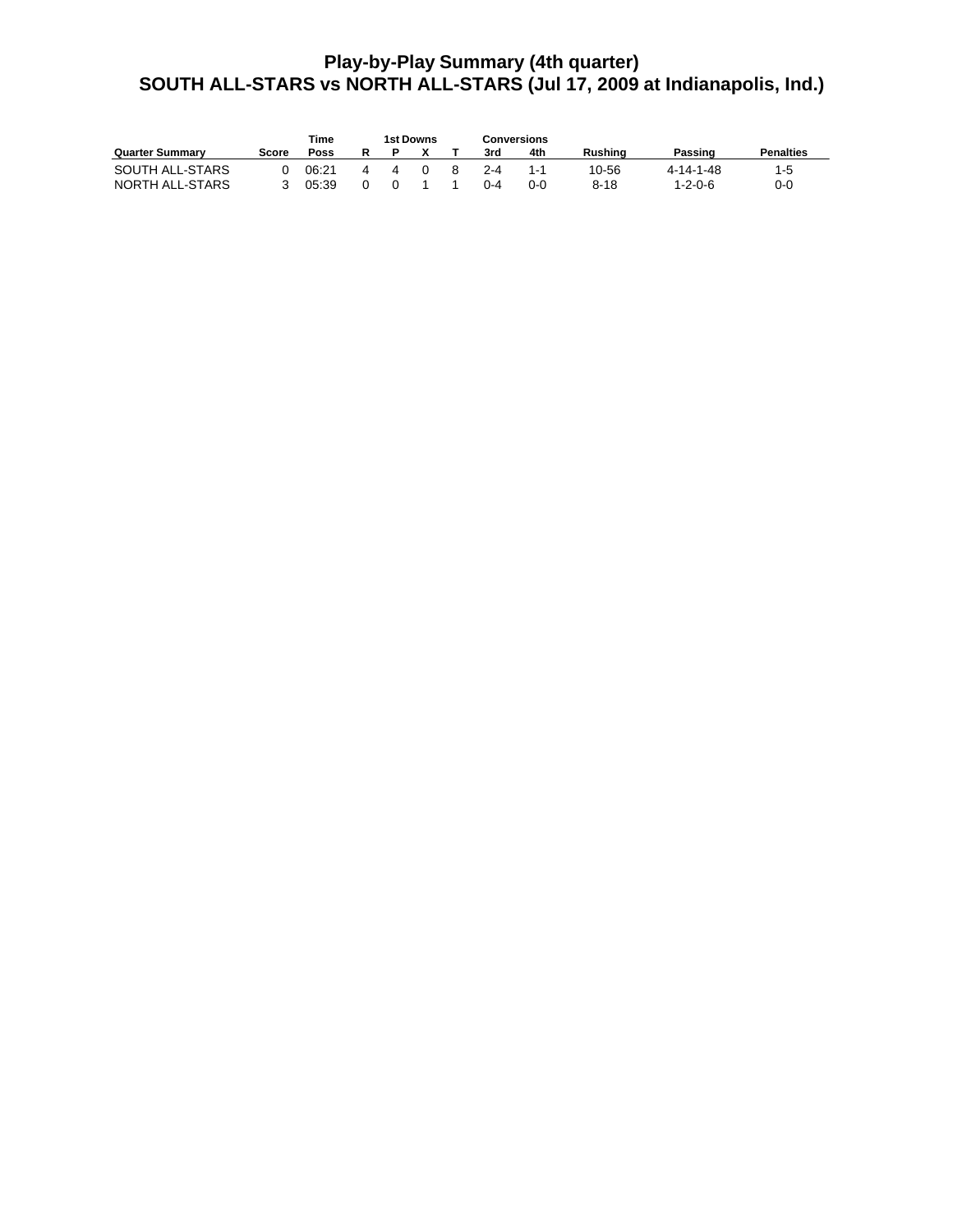# Play-by-Play Summary (4th quarter)
## SOUTH ALL-STARS vs NORTH ALL-STARS (Jul 17, 2009 at Indianapolis, Ind.)

| | | Time | 1st Downs | | | | Conversions | | | | |
|---|---|---|---|---|---|---|---|---|---|---|---|
| Quarter Summary | Score | Poss | R | P | X | T | 3rd | 4th | Rushing | Passing | Penalties |
| SOUTH ALL-STARS | 0 | 06:21 | 4 | 4 | 0 | 8 | 2-4 | 1-1 | 10-56 | 4-14-1-48 | 1-5 |
| NORTH ALL-STARS | 3 | 05:39 | 0 | 0 | 1 | 1 | 0-4 | 0-0 | 8-18 | 1-2-0-6 | 0-0 |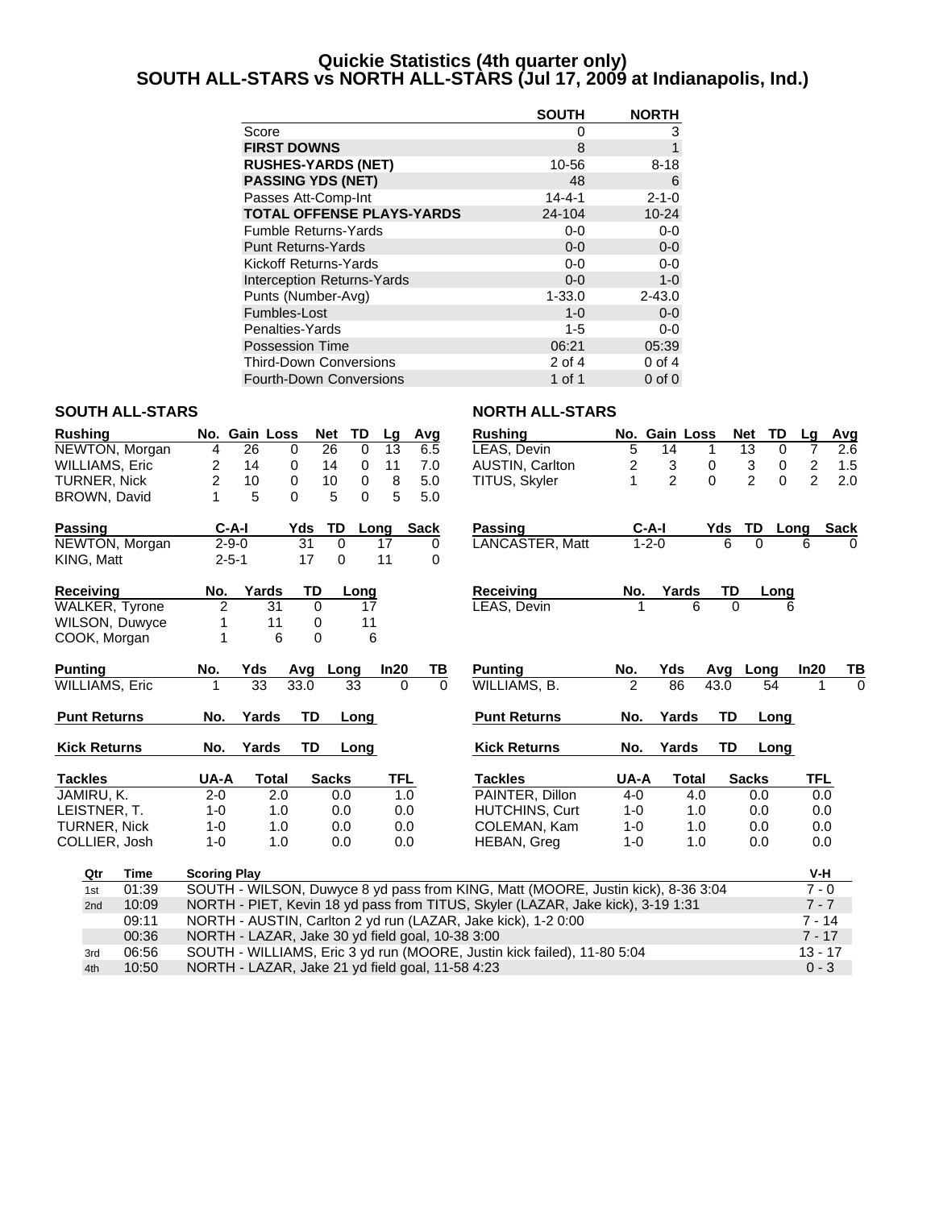# Quickie Statistics (4th quarter only)
## SOUTH ALL-STARS vs NORTH ALL-STARS (Jul 17, 2009 at Indianapolis, Ind.)

| | SOUTH | NORTH |
|---|---|---|
| Score | 0 | 3 |
| **FIRST DOWNS** | 8 | 1 |
| **RUSHES-YARDS (NET)** | 10-56 | 8-18 |
| **PASSING YDS (NET)** | 48 | 6 |
| Passes Att-Comp-Int | 14-4-1 | 2-1-0 |
| **TOTAL OFFENSE PLAYS-YARDS** | 24-104 | 10-24 |
| Fumble Returns-Yards | 0-0 | 0-0 |
| Punt Returns-Yards | 0-0 | 0-0 |
| Kickoff Returns-Yards | 0-0 | 0-0 |
| Interception Returns-Yards | 0-0 | 1-0 |
| Punts (Number-Avg) | 1-33.0 | 2-43.0 |
| Fumbles-Lost | 1-0 | 0-0 |
| Penalties-Yards | 1-5 | 0-0 |
| Possession Time | 06:21 | 05:39 |
| Third-Down Conversions | 2 of 4 | 0 of 4 |
| Fourth-Down Conversions | 1 of 1 | 0 of 0 |

### SOUTH ALL-STARS

| Rushing | No. | Gain | Loss | Net | TD | Lg | Avg |
|---|---|---|---|---|---|---|---|
| NEWTON, Morgan | 4 | 26 | 0 | 26 | 0 | 13 | 6.5 |
| WILLIAMS, Eric | 2 | 14 | 0 | 14 | 0 | 11 | 7.0 |
| TURNER, Nick | 2 | 10 | 0 | 10 | 0 | 8 | 5.0 |
| BROWN, David | 1 | 5 | 0 | 5 | 0 | 5 | 5.0 |

| Passing | C-A-I | Yds | TD | Long | Sack |
|---|---|---|---|---|---|
| NEWTON, Morgan | 2-9-0 | 31 | 0 | 17 | 0 |
| KING, Matt | 2-5-1 | 17 | 0 | 11 | 0 |

| Receiving | No. | Yards | TD | Long |
|---|---|---|---|---|
| WALKER, Tyrone | 2 | 31 | 0 | 17 |
| WILSON, Duwyce | 1 | 11 | 0 | 11 |
| COOK, Morgan | 1 | 6 | 0 | 6 |

| Punting | No. | Yds | Avg | Long | In20 | TB |
|---|---|---|---|---|---|---|
| WILLIAMS, Eric | 1 | 33 | 33.0 | 33 | 0 | 0 |

| Punt Returns | No. | Yards | TD | Long |
|---|---|---|---|---|

| Kick Returns | No. | Yards | TD | Long |
|---|---|---|---|---|

| Tackles | UA-A | Total | Sacks | TFL |
|---|---|---|---|---|
| JAMIRU, K. | 2-0 | 2.0 | 0.0 | 1.0 |
| LEISTNER, T. | 1-0 | 1.0 | 0.0 | 0.0 |
| TURNER, Nick | 1-0 | 1.0 | 0.0 | 0.0 |
| COLLIER, Josh | 1-0 | 1.0 | 0.0 | 0.0 |

### NORTH ALL-STARS

| Rushing | No. | Gain | Loss | Net | TD | Lg | Avg |
|---|---|---|---|---|---|---|---|
| LEAS, Devin | 5 | 14 | 1 | 13 | 0 | 7 | 2.6 |
| AUSTIN, Carlton | 2 | 3 | 0 | 3 | 0 | 2 | 1.5 |
| TITUS, Skyler | 1 | 2 | 0 | 2 | 0 | 2 | 2.0 |

| Passing | C-A-I | Yds | TD | Long | Sack |
|---|---|---|---|---|---|
| LANCASTER, Matt | 1-2-0 | 6 | 0 | 6 | 0 |

| Receiving | No. | Yards | TD | Long |
|---|---|---|---|---|
| LEAS, Devin | 1 | 6 | 0 | 6 |

| Punting | No. | Yds | Avg | Long | In20 | TB |
|---|---|---|---|---|---|---|
| WILLIAMS, B. | 2 | 86 | 43.0 | 54 | 1 | 0 |

| Punt Returns | No. | Yards | TD | Long |
|---|---|---|---|---|

| Kick Returns | No. | Yards | TD | Long |
|---|---|---|---|---|

| Tackles | UA-A | Total | Sacks | TFL |
|---|---|---|---|---|
| PAINTER, Dillon | 4-0 | 4.0 | 0.0 | 0.0 |
| HUTCHINS, Curt | 1-0 | 1.0 | 0.0 | 0.0 |
| COLEMAN, Kam | 1-0 | 1.0 | 0.0 | 0.0 |
| HEBAN, Greg | 1-0 | 1.0 | 0.0 | 0.0 |

| Qtr | Time | Scoring Play | V-H |
|---|---|---|---|
| 1st | 01:39 | SOUTH - WILSON, Duwyce 8 yd pass from KING, Matt (MOORE, Justin kick), 8-36 3:04 | 7 - 0 |
| 2nd | 10:09 | NORTH - PIET, Kevin 18 yd pass from TITUS, Skyler (LAZAR, Jake kick), 3-19 1:31 | 7 - 7 |
| | 09:11 | NORTH - AUSTIN, Carlton 2 yd run (LAZAR, Jake kick), 1-2 0:00 | 7 - 14 |
| | 00:36 | NORTH - LAZAR, Jake 30 yd field goal, 10-38 3:00 | 7 - 17 |
| 3rd | 06:56 | SOUTH - WILLIAMS, Eric 3 yd run (MOORE, Justin kick failed), 11-80 5:04 | 13 - 17 |
| 4th | 10:50 | NORTH - LAZAR, Jake 21 yd field goal, 11-58 4:23 | 0 - 3 |